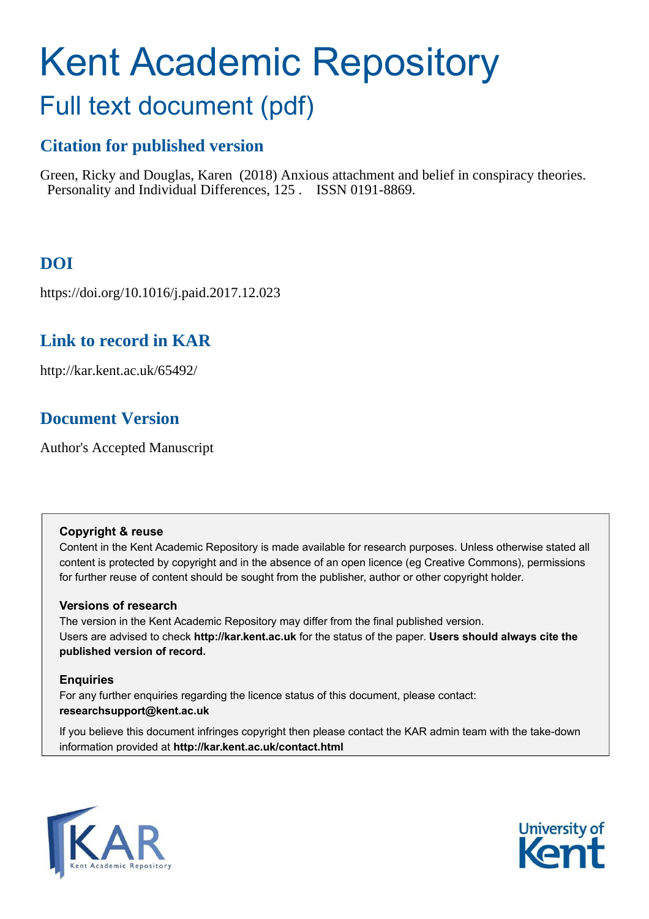# Kent Academic Repository

## Full text document (pdf)

### Citation for published version

Green, Ricky and Douglas, Karen (2018) Anxious attachment and belief in conspiracy theories. Personality and Individual Differences, 125 . ISSN 0191-8869.

### DOI

https://doi.org/10.1016/j.paid.2017.12.023

### Link to record in KAR

http://kar.kent.ac.uk/65492/

### Document Version

Author's Accepted Manuscript

**Copyright & reuse**

Content in the Kent Academic Repository is made available for research purposes. Unless otherwise stated all content is protected by copyright and in the absence of an open licence (eg Creative Commons), permissions for further reuse of content should be sought from the publisher, author or other copyright holder.

**Versions of research**

The version in the Kent Academic Repository may differ from the final published version. Users are advised to check **http://kar.kent.ac.uk** for the status of the paper. **Users should always cite the published version of record.**

**Enquiries**

For any further enquiries regarding the licence status of this document, please contact: **researchsupport@kent.ac.uk**

If you believe this document infringes copyright then please contact the KAR admin team with the take-down information provided at **http://kar.kent.ac.uk/contact.html**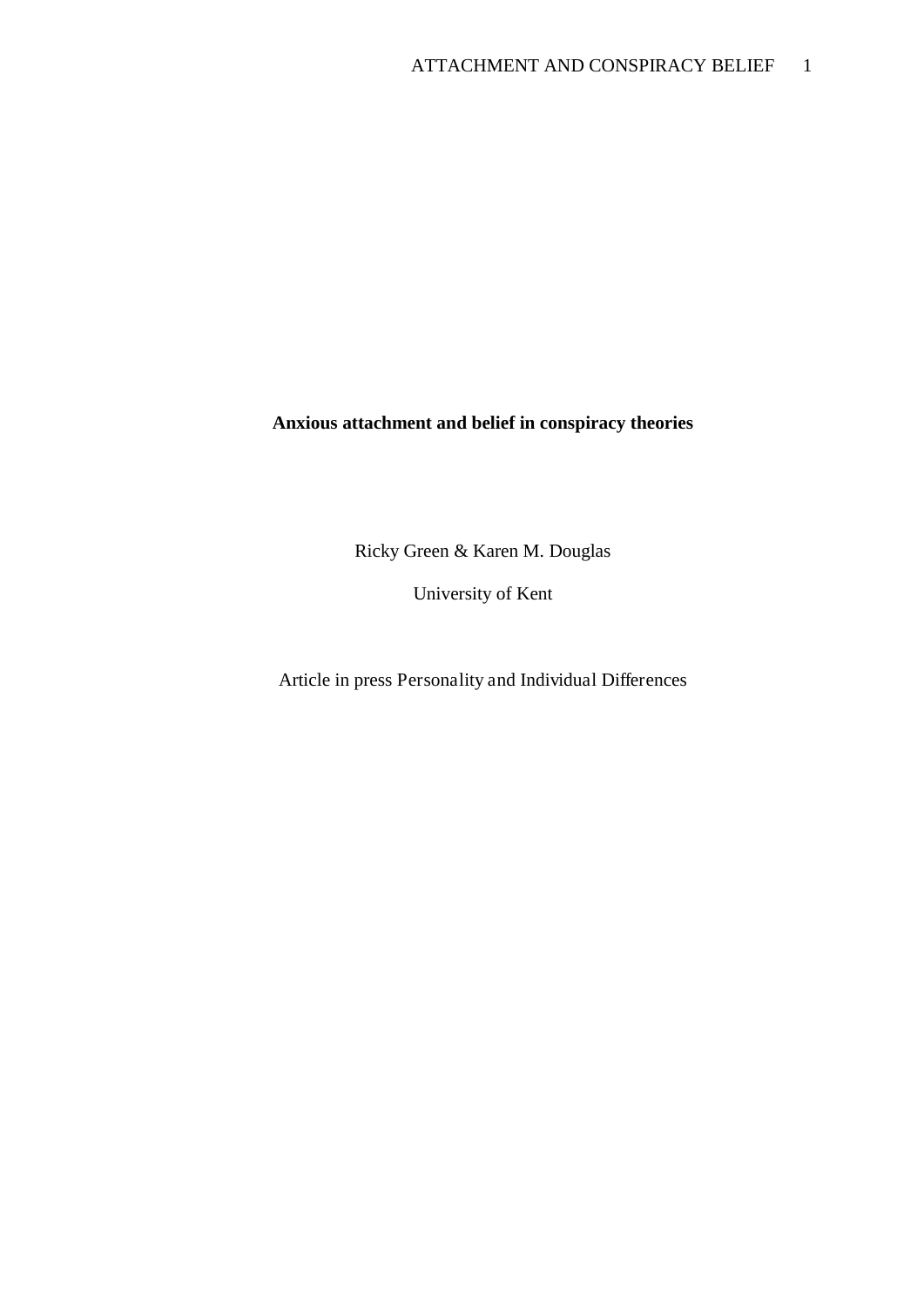**Anxious attachment and belief in conspiracy theories**

Ricky Green & Karen M. Douglas

University of Kent

Article in press Personality and Individual Differences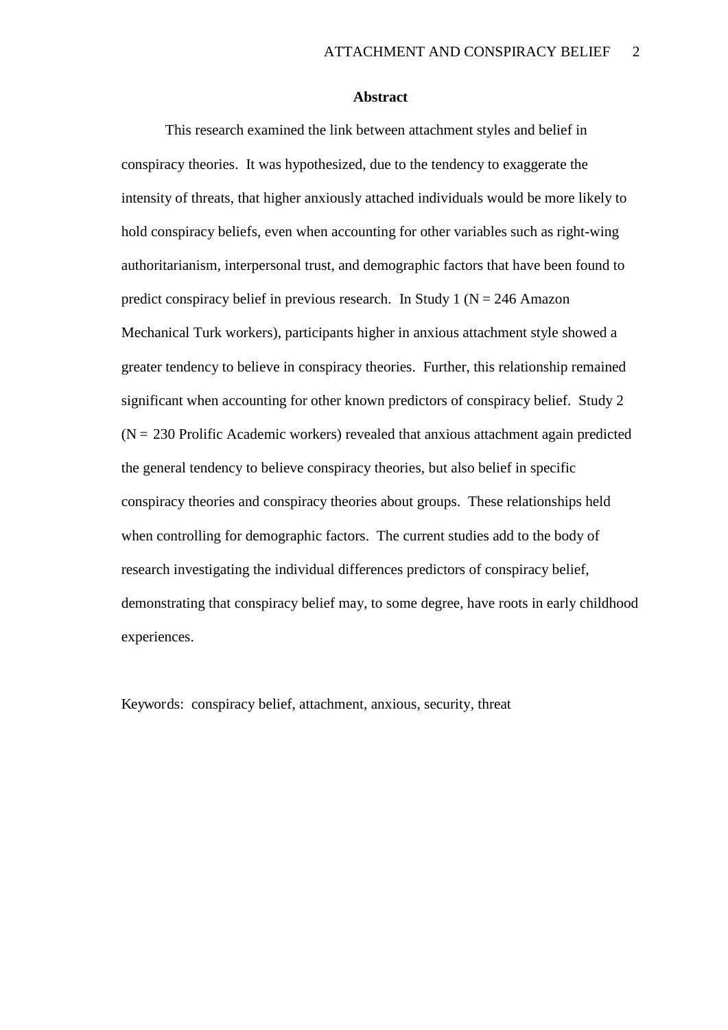## Abstract

This research examined the link between attachment styles and belief in conspiracy theories. It was hypothesized, due to the tendency to exaggerate the intensity of threats, that higher anxiously attached individuals would be more likely to hold conspiracy beliefs, even when accounting for other variables such as right-wing authoritarianism, interpersonal trust, and demographic factors that have been found to predict conspiracy belief in previous research. In Study 1 (N = 246 Amazon Mechanical Turk workers), participants higher in anxious attachment style showed a greater tendency to believe in conspiracy theories. Further, this relationship remained significant when accounting for other known predictors of conspiracy belief. Study 2 (N = 230 Prolific Academic workers) revealed that anxious attachment again predicted the general tendency to believe conspiracy theories, but also belief in specific conspiracy theories and conspiracy theories about groups. These relationships held when controlling for demographic factors. The current studies add to the body of research investigating the individual differences predictors of conspiracy belief, demonstrating that conspiracy belief may, to some degree, have roots in early childhood experiences.

Keywords: conspiracy belief, attachment, anxious, security, threat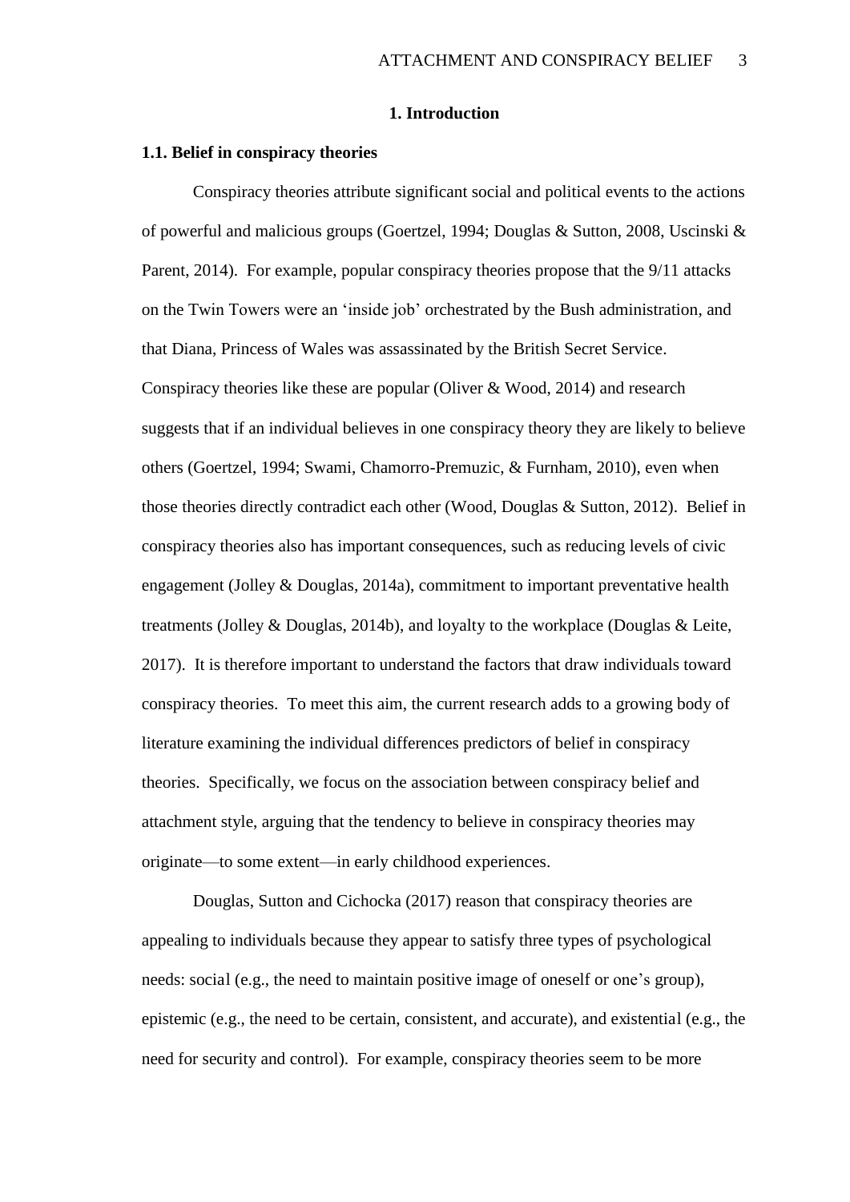# 1. Introduction

## 1.1. Belief in conspiracy theories

Conspiracy theories attribute significant social and political events to the actions of powerful and malicious groups (Goertzel, 1994; Douglas & Sutton, 2008, Uscinski & Parent, 2014). For example, popular conspiracy theories propose that the 9/11 attacks on the Twin Towers were an 'inside job' orchestrated by the Bush administration, and that Diana, Princess of Wales was assassinated by the British Secret Service. Conspiracy theories like these are popular (Oliver & Wood, 2014) and research suggests that if an individual believes in one conspiracy theory they are likely to believe others (Goertzel, 1994; Swami, Chamorro-Premuzic, & Furnham, 2010), even when those theories directly contradict each other (Wood, Douglas & Sutton, 2012). Belief in conspiracy theories also has important consequences, such as reducing levels of civic engagement (Jolley & Douglas, 2014a), commitment to important preventative health treatments (Jolley & Douglas, 2014b), and loyalty to the workplace (Douglas & Leite, 2017). It is therefore important to understand the factors that draw individuals toward conspiracy theories. To meet this aim, the current research adds to a growing body of literature examining the individual differences predictors of belief in conspiracy theories. Specifically, we focus on the association between conspiracy belief and attachment style, arguing that the tendency to believe in conspiracy theories may originate—to some extent—in early childhood experiences.

Douglas, Sutton and Cichocka (2017) reason that conspiracy theories are appealing to individuals because they appear to satisfy three types of psychological needs: social (e.g., the need to maintain positive image of oneself or one's group), epistemic (e.g., the need to be certain, consistent, and accurate), and existential (e.g., the need for security and control). For example, conspiracy theories seem to be more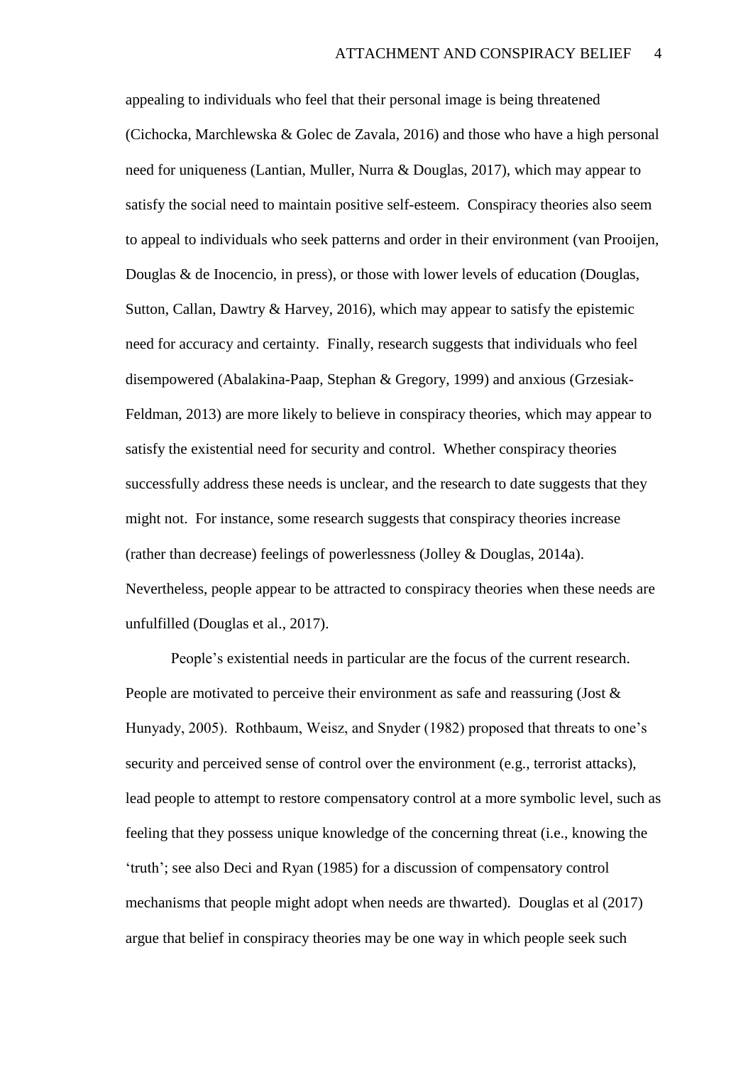appealing to individuals who feel that their personal image is being threatened (Cichocka, Marchlewska & Golec de Zavala, 2016) and those who have a high personal need for uniqueness (Lantian, Muller, Nurra & Douglas, 2017), which may appear to satisfy the social need to maintain positive self-esteem. Conspiracy theories also seem to appeal to individuals who seek patterns and order in their environment (van Prooijen, Douglas & de Inocencio, in press), or those with lower levels of education (Douglas, Sutton, Callan, Dawtry & Harvey, 2016), which may appear to satisfy the epistemic need for accuracy and certainty. Finally, research suggests that individuals who feel disempowered (Abalakina-Paap, Stephan & Gregory, 1999) and anxious (Grzesiak-Feldman, 2013) are more likely to believe in conspiracy theories, which may appear to satisfy the existential need for security and control. Whether conspiracy theories successfully address these needs is unclear, and the research to date suggests that they might not. For instance, some research suggests that conspiracy theories increase (rather than decrease) feelings of powerlessness (Jolley & Douglas, 2014a). Nevertheless, people appear to be attracted to conspiracy theories when these needs are unfulfilled (Douglas et al., 2017).

People's existential needs in particular are the focus of the current research. People are motivated to perceive their environment as safe and reassuring (Jost & Hunyady, 2005). Rothbaum, Weisz, and Snyder (1982) proposed that threats to one's security and perceived sense of control over the environment (e.g., terrorist attacks), lead people to attempt to restore compensatory control at a more symbolic level, such as feeling that they possess unique knowledge of the concerning threat (i.e., knowing the 'truth'; see also Deci and Ryan (1985) for a discussion of compensatory control mechanisms that people might adopt when needs are thwarted). Douglas et al (2017) argue that belief in conspiracy theories may be one way in which people seek such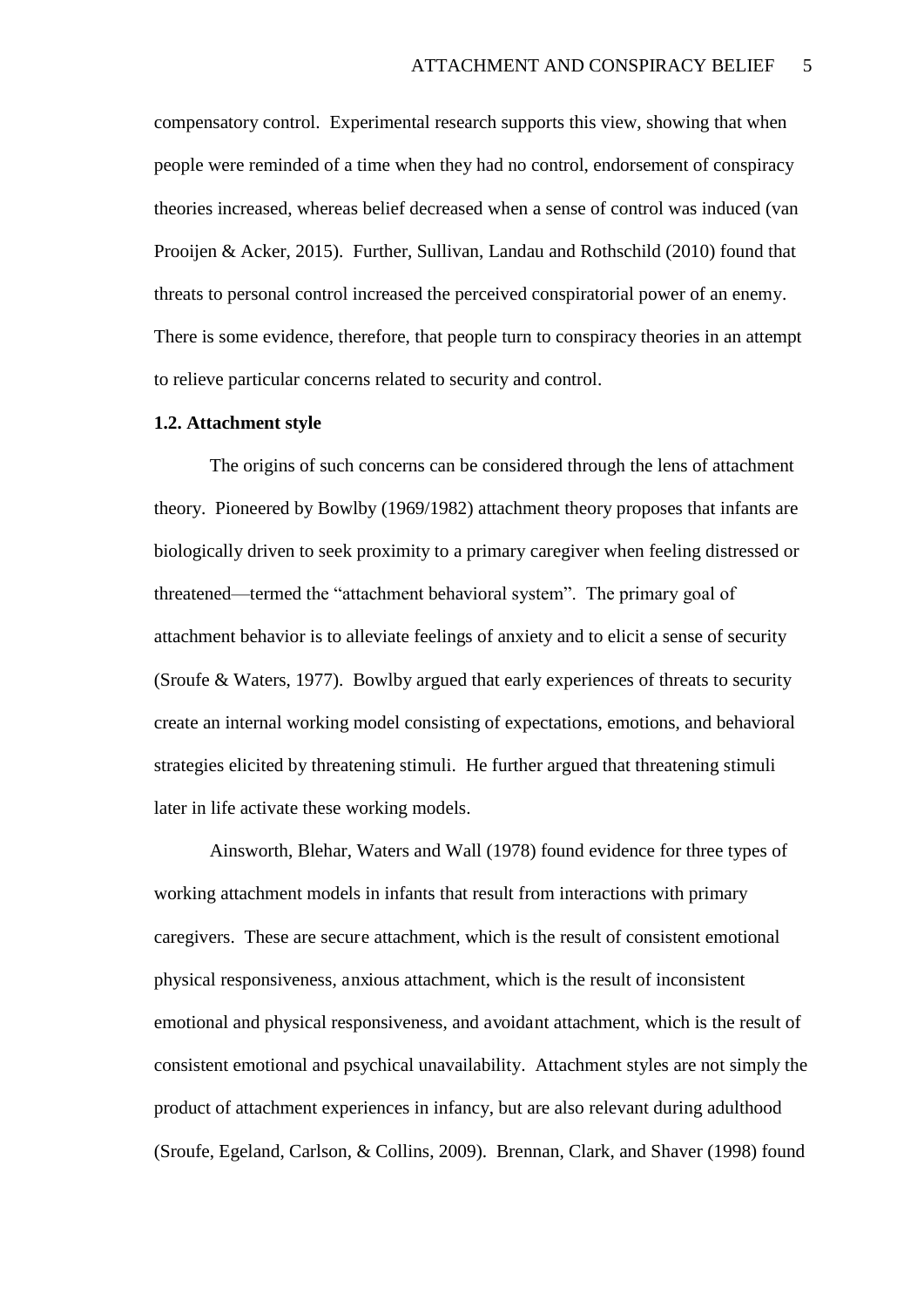compensatory control. Experimental research supports this view, showing that when people were reminded of a time when they had no control, endorsement of conspiracy theories increased, whereas belief decreased when a sense of control was induced (van Prooijen & Acker, 2015). Further, Sullivan, Landau and Rothschild (2010) found that threats to personal control increased the perceived conspiratorial power of an enemy. There is some evidence, therefore, that people turn to conspiracy theories in an attempt to relieve particular concerns related to security and control.

### 1.2. Attachment style

The origins of such concerns can be considered through the lens of attachment theory. Pioneered by Bowlby (1969/1982) attachment theory proposes that infants are biologically driven to seek proximity to a primary caregiver when feeling distressed or threatened—termed the "attachment behavioral system". The primary goal of attachment behavior is to alleviate feelings of anxiety and to elicit a sense of security (Sroufe & Waters, 1977). Bowlby argued that early experiences of threats to security create an internal working model consisting of expectations, emotions, and behavioral strategies elicited by threatening stimuli. He further argued that threatening stimuli later in life activate these working models.

Ainsworth, Blehar, Waters and Wall (1978) found evidence for three types of working attachment models in infants that result from interactions with primary caregivers. These are secure attachment, which is the result of consistent emotional physical responsiveness, anxious attachment, which is the result of inconsistent emotional and physical responsiveness, and avoidant attachment, which is the result of consistent emotional and psychical unavailability. Attachment styles are not simply the product of attachment experiences in infancy, but are also relevant during adulthood (Sroufe, Egeland, Carlson, & Collins, 2009). Brennan, Clark, and Shaver (1998) found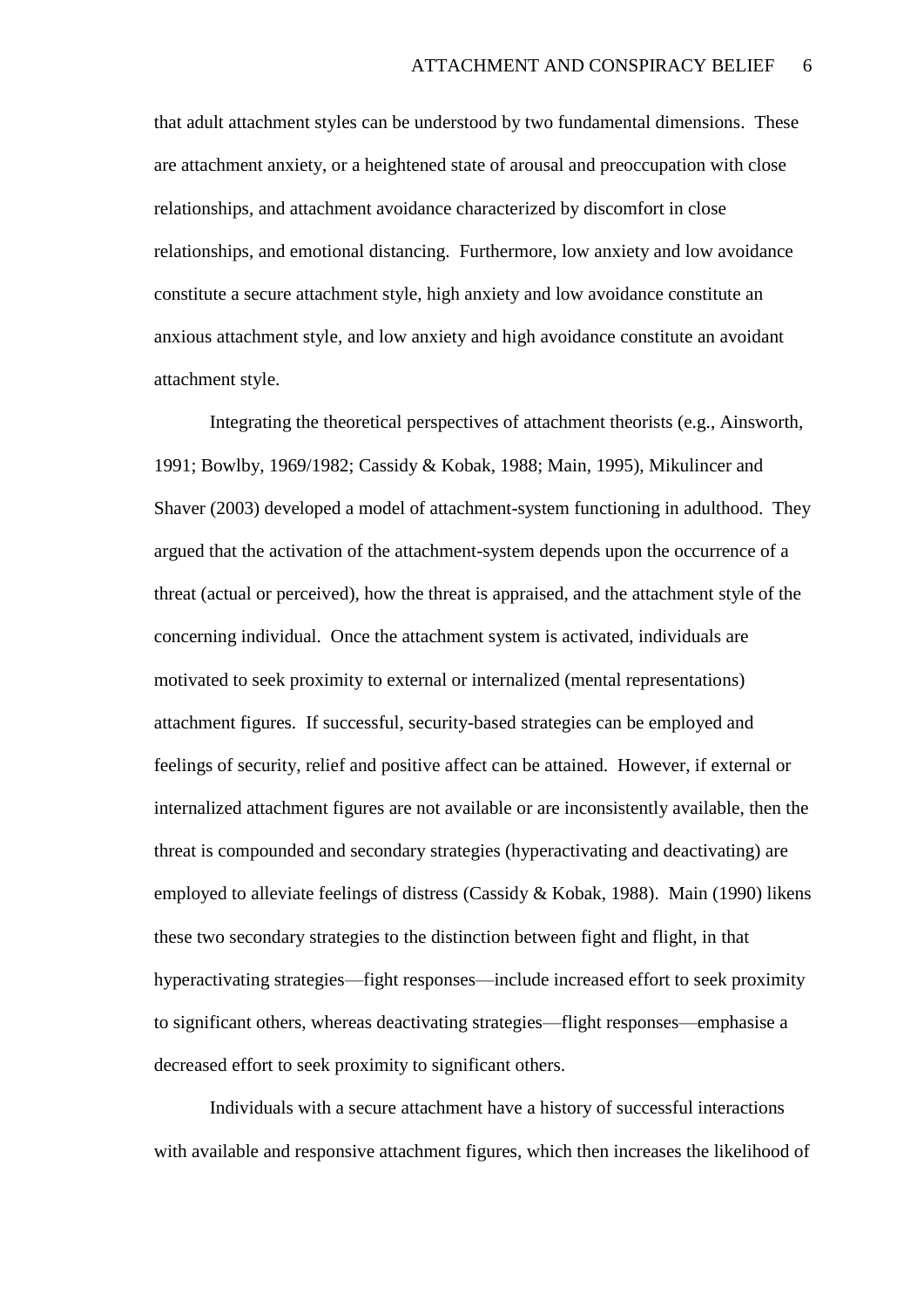that adult attachment styles can be understood by two fundamental dimensions. These are attachment anxiety, or a heightened state of arousal and preoccupation with close relationships, and attachment avoidance characterized by discomfort in close relationships, and emotional distancing. Furthermore, low anxiety and low avoidance constitute a secure attachment style, high anxiety and low avoidance constitute an anxious attachment style, and low anxiety and high avoidance constitute an avoidant attachment style.

Integrating the theoretical perspectives of attachment theorists (e.g., Ainsworth, 1991; Bowlby, 1969/1982; Cassidy & Kobak, 1988; Main, 1995), Mikulincer and Shaver (2003) developed a model of attachment-system functioning in adulthood. They argued that the activation of the attachment-system depends upon the occurrence of a threat (actual or perceived), how the threat is appraised, and the attachment style of the concerning individual. Once the attachment system is activated, individuals are motivated to seek proximity to external or internalized (mental representations) attachment figures. If successful, security-based strategies can be employed and feelings of security, relief and positive affect can be attained. However, if external or internalized attachment figures are not available or are inconsistently available, then the threat is compounded and secondary strategies (hyperactivating and deactivating) are employed to alleviate feelings of distress (Cassidy & Kobak, 1988). Main (1990) likens these two secondary strategies to the distinction between fight and flight, in that hyperactivating strategies—fight responses—include increased effort to seek proximity to significant others, whereas deactivating strategies—flight responses—emphasise a decreased effort to seek proximity to significant others.

Individuals with a secure attachment have a history of successful interactions with available and responsive attachment figures, which then increases the likelihood of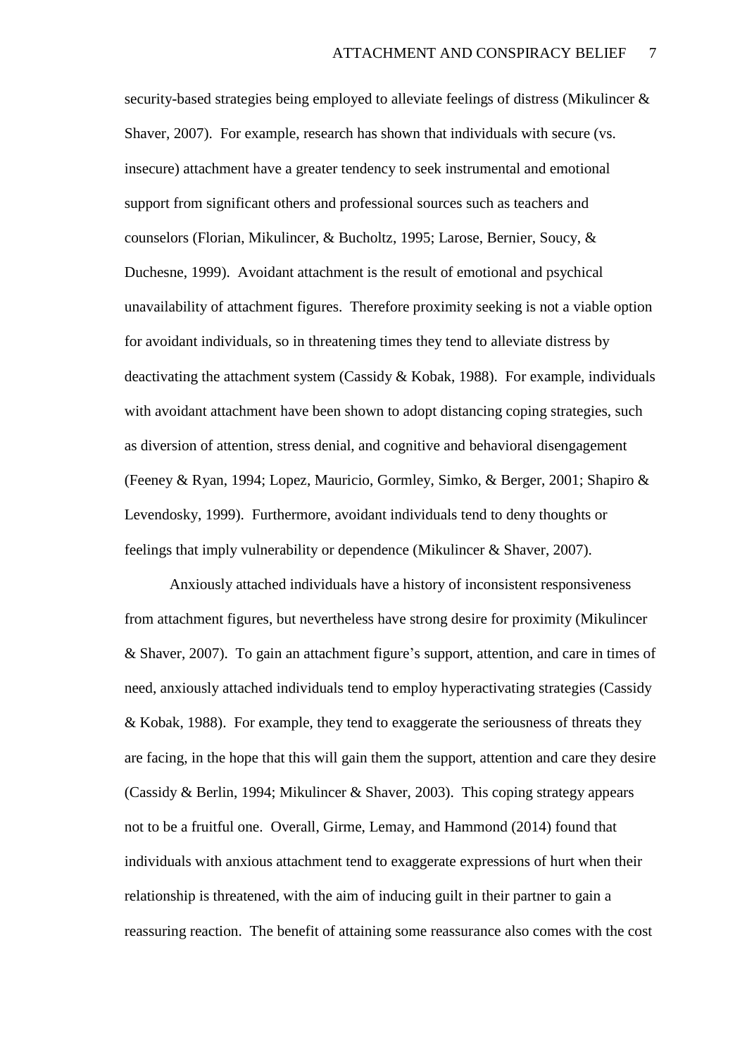security-based strategies being employed to alleviate feelings of distress (Mikulincer & Shaver, 2007). For example, research has shown that individuals with secure (vs. insecure) attachment have a greater tendency to seek instrumental and emotional support from significant others and professional sources such as teachers and counselors (Florian, Mikulincer, & Bucholtz, 1995; Larose, Bernier, Soucy, & Duchesne, 1999). Avoidant attachment is the result of emotional and psychical unavailability of attachment figures. Therefore proximity seeking is not a viable option for avoidant individuals, so in threatening times they tend to alleviate distress by deactivating the attachment system (Cassidy & Kobak, 1988). For example, individuals with avoidant attachment have been shown to adopt distancing coping strategies, such as diversion of attention, stress denial, and cognitive and behavioral disengagement (Feeney & Ryan, 1994; Lopez, Mauricio, Gormley, Simko, & Berger, 2001; Shapiro & Levendosky, 1999). Furthermore, avoidant individuals tend to deny thoughts or feelings that imply vulnerability or dependence (Mikulincer & Shaver, 2007).

Anxiously attached individuals have a history of inconsistent responsiveness from attachment figures, but nevertheless have strong desire for proximity (Mikulincer & Shaver, 2007). To gain an attachment figure's support, attention, and care in times of need, anxiously attached individuals tend to employ hyperactivating strategies (Cassidy & Kobak, 1988). For example, they tend to exaggerate the seriousness of threats they are facing, in the hope that this will gain them the support, attention and care they desire (Cassidy & Berlin, 1994; Mikulincer & Shaver, 2003). This coping strategy appears not to be a fruitful one. Overall, Girme, Lemay, and Hammond (2014) found that individuals with anxious attachment tend to exaggerate expressions of hurt when their relationship is threatened, with the aim of inducing guilt in their partner to gain a reassuring reaction. The benefit of attaining some reassurance also comes with the cost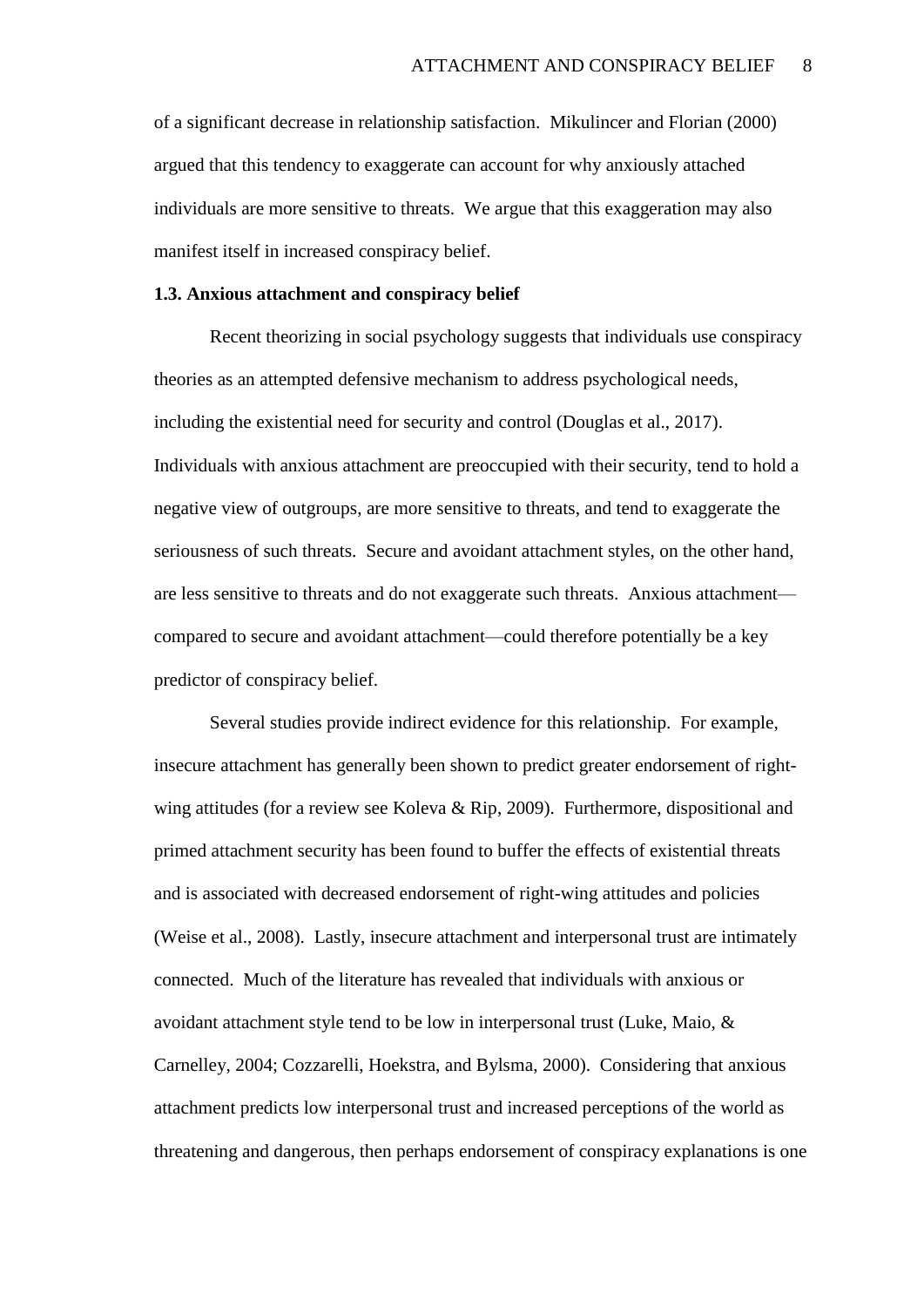of a significant decrease in relationship satisfaction. Mikulincer and Florian (2000) argued that this tendency to exaggerate can account for why anxiously attached individuals are more sensitive to threats. We argue that this exaggeration may also manifest itself in increased conspiracy belief.

### 1.3. Anxious attachment and conspiracy belief

Recent theorizing in social psychology suggests that individuals use conspiracy theories as an attempted defensive mechanism to address psychological needs, including the existential need for security and control (Douglas et al., 2017). Individuals with anxious attachment are preoccupied with their security, tend to hold a negative view of outgroups, are more sensitive to threats, and tend to exaggerate the seriousness of such threats. Secure and avoidant attachment styles, on the other hand, are less sensitive to threats and do not exaggerate such threats. Anxious attachment—compared to secure and avoidant attachment—could therefore potentially be a key predictor of conspiracy belief.

Several studies provide indirect evidence for this relationship. For example, insecure attachment has generally been shown to predict greater endorsement of right-wing attitudes (for a review see Koleva & Rip, 2009). Furthermore, dispositional and primed attachment security has been found to buffer the effects of existential threats and is associated with decreased endorsement of right-wing attitudes and policies (Weise et al., 2008). Lastly, insecure attachment and interpersonal trust are intimately connected. Much of the literature has revealed that individuals with anxious or avoidant attachment style tend to be low in interpersonal trust (Luke, Maio, & Carnelley, 2004; Cozzarelli, Hoekstra, and Bylsma, 2000). Considering that anxious attachment predicts low interpersonal trust and increased perceptions of the world as threatening and dangerous, then perhaps endorsement of conspiracy explanations is one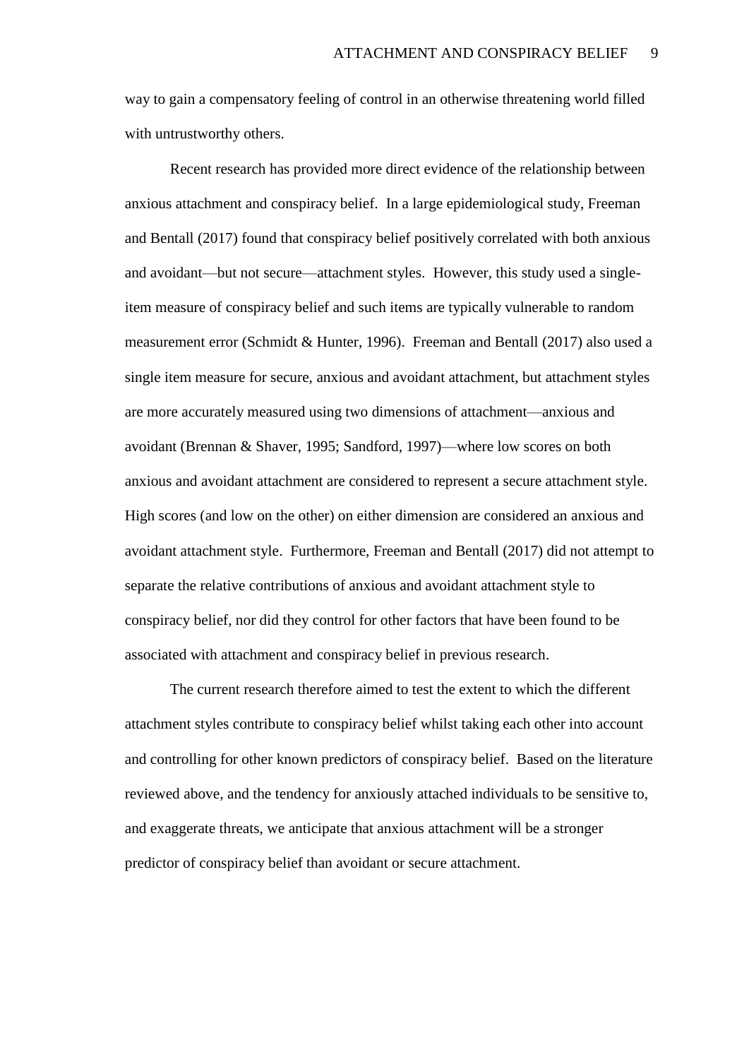way to gain a compensatory feeling of control in an otherwise threatening world filled with untrustworthy others.

Recent research has provided more direct evidence of the relationship between anxious attachment and conspiracy belief. In a large epidemiological study, Freeman and Bentall (2017) found that conspiracy belief positively correlated with both anxious and avoidant—but not secure—attachment styles. However, this study used a single-item measure of conspiracy belief and such items are typically vulnerable to random measurement error (Schmidt & Hunter, 1996). Freeman and Bentall (2017) also used a single item measure for secure, anxious and avoidant attachment, but attachment styles are more accurately measured using two dimensions of attachment—anxious and avoidant (Brennan & Shaver, 1995; Sandford, 1997)—where low scores on both anxious and avoidant attachment are considered to represent a secure attachment style. High scores (and low on the other) on either dimension are considered an anxious and avoidant attachment style. Furthermore, Freeman and Bentall (2017) did not attempt to separate the relative contributions of anxious and avoidant attachment style to conspiracy belief, nor did they control for other factors that have been found to be associated with attachment and conspiracy belief in previous research.

The current research therefore aimed to test the extent to which the different attachment styles contribute to conspiracy belief whilst taking each other into account and controlling for other known predictors of conspiracy belief. Based on the literature reviewed above, and the tendency for anxiously attached individuals to be sensitive to, and exaggerate threats, we anticipate that anxious attachment will be a stronger predictor of conspiracy belief than avoidant or secure attachment.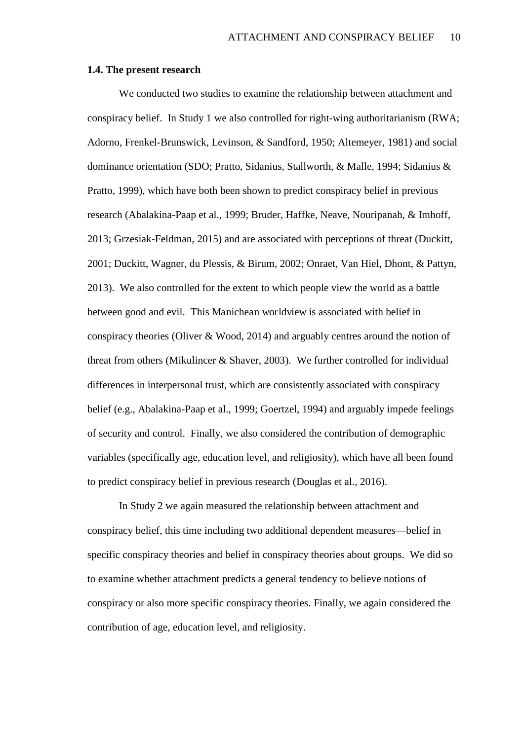### 1.4. The present research

We conducted two studies to examine the relationship between attachment and conspiracy belief. In Study 1 we also controlled for right-wing authoritarianism (RWA; Adorno, Frenkel-Brunswick, Levinson, & Sandford, 1950; Altemeyer, 1981) and social dominance orientation (SDO; Pratto, Sidanius, Stallworth, & Malle, 1994; Sidanius & Pratto, 1999), which have both been shown to predict conspiracy belief in previous research (Abalakina-Paap et al., 1999; Bruder, Haffke, Neave, Nouripanah, & Imhoff, 2013; Grzesiak-Feldman, 2015) and are associated with perceptions of threat (Duckitt, 2001; Duckitt, Wagner, du Plessis, & Birum, 2002; Onraet, Van Hiel, Dhont, & Pattyn, 2013). We also controlled for the extent to which people view the world as a battle between good and evil. This Manichean worldview is associated with belief in conspiracy theories (Oliver & Wood, 2014) and arguably centres around the notion of threat from others (Mikulincer & Shaver, 2003). We further controlled for individual differences in interpersonal trust, which are consistently associated with conspiracy belief (e.g., Abalakina-Paap et al., 1999; Goertzel, 1994) and arguably impede feelings of security and control. Finally, we also considered the contribution of demographic variables (specifically age, education level, and religiosity), which have all been found to predict conspiracy belief in previous research (Douglas et al., 2016).

In Study 2 we again measured the relationship between attachment and conspiracy belief, this time including two additional dependent measures—belief in specific conspiracy theories and belief in conspiracy theories about groups. We did so to examine whether attachment predicts a general tendency to believe notions of conspiracy or also more specific conspiracy theories. Finally, we again considered the contribution of age, education level, and religiosity.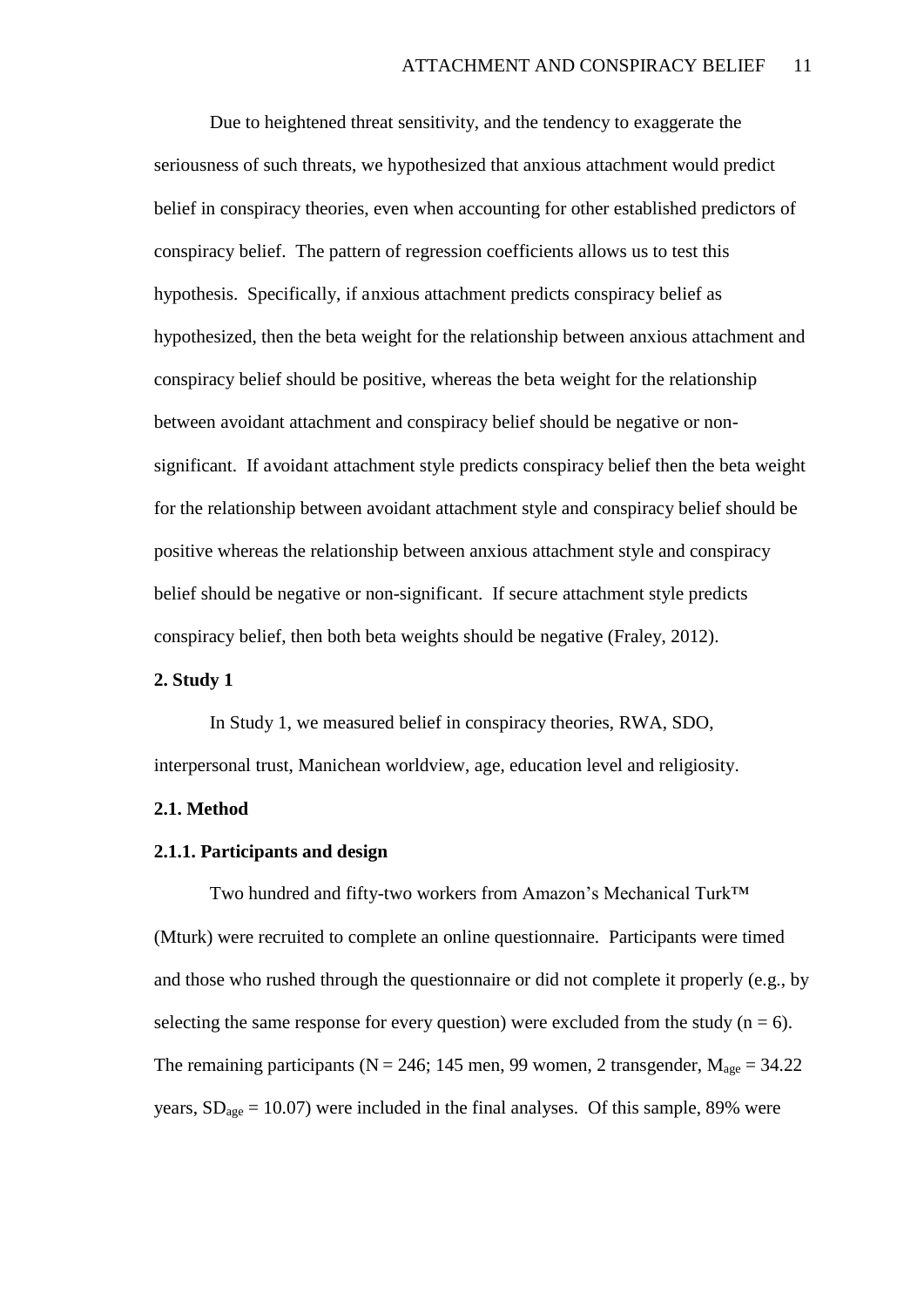Due to heightened threat sensitivity, and the tendency to exaggerate the seriousness of such threats, we hypothesized that anxious attachment would predict belief in conspiracy theories, even when accounting for other established predictors of conspiracy belief. The pattern of regression coefficients allows us to test this hypothesis. Specifically, if anxious attachment predicts conspiracy belief as hypothesized, then the beta weight for the relationship between anxious attachment and conspiracy belief should be positive, whereas the beta weight for the relationship between avoidant attachment and conspiracy belief should be negative or non-significant. If avoidant attachment style predicts conspiracy belief then the beta weight for the relationship between avoidant attachment style and conspiracy belief should be positive whereas the relationship between anxious attachment style and conspiracy belief should be negative or non-significant. If secure attachment style predicts conspiracy belief, then both beta weights should be negative (Fraley, 2012).

## 2. Study 1

In Study 1, we measured belief in conspiracy theories, RWA, SDO, interpersonal trust, Manichean worldview, age, education level and religiosity.

### 2.1. Method

#### 2.1.1. Participants and design

Two hundred and fifty-two workers from Amazon's Mechanical Turk™ (Mturk) were recruited to complete an online questionnaire. Participants were timed and those who rushed through the questionnaire or did not complete it properly (e.g., by selecting the same response for every question) were excluded from the study ($n = 6$). The remaining participants ($N = 246$; 145 men, 99 women, 2 transgender, $M_{age} = 34.22$ years, $SD_{age} = 10.07$) were included in the final analyses. Of this sample, 89% were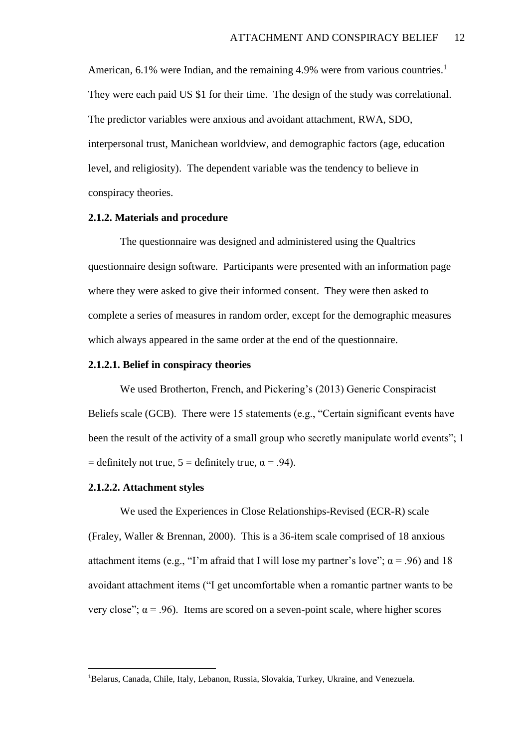American, 6.1% were Indian, and the remaining 4.9% were from various countries.[1] They were each paid US $1 for their time. The design of the study was correlational. The predictor variables were anxious and avoidant attachment, RWA, SDO, interpersonal trust, Manichean worldview, and demographic factors (age, education level, and religiosity). The dependent variable was the tendency to believe in conspiracy theories.

### 2.1.2. Materials and procedure

The questionnaire was designed and administered using the Qualtrics questionnaire design software. Participants were presented with an information page where they were asked to give their informed consent. They were then asked to complete a series of measures in random order, except for the demographic measures which always appeared in the same order at the end of the questionnaire.

#### 2.1.2.1. Belief in conspiracy theories

We used Brotherton, French, and Pickering's (2013) Generic Conspiracist Beliefs scale (GCB). There were 15 statements (e.g., "Certain significant events have been the result of the activity of a small group who secretly manipulate world events"; 1 = definitely not true, 5 = definitely true, $\alpha = .94$).

#### 2.1.2.2. Attachment styles

We used the Experiences in Close Relationships-Revised (ECR-R) scale (Fraley, Waller & Brennan, 2000). This is a 36-item scale comprised of 18 anxious attachment items (e.g., "I'm afraid that I will lose my partner's love"; $\alpha = .96$) and 18 avoidant attachment items ("I get uncomfortable when a romantic partner wants to be very close"; $\alpha = .96$). Items are scored on a seven-point scale, where higher scores

[1]Belarus, Canada, Chile, Italy, Lebanon, Russia, Slovakia, Turkey, Ukraine, and Venezuela.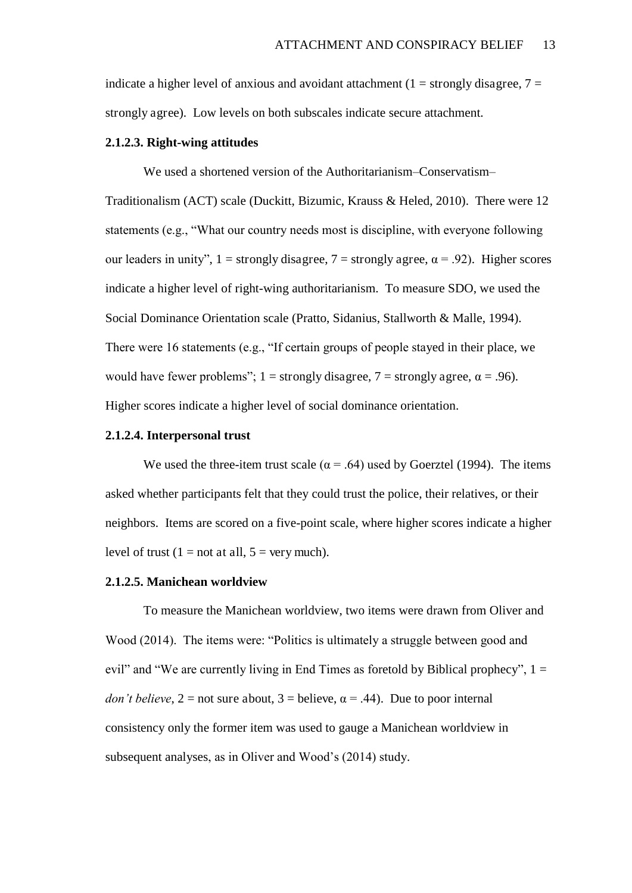indicate a higher level of anxious and avoidant attachment (1 = strongly disagree, 7 = strongly agree). Low levels on both subscales indicate secure attachment.

#### 2.1.2.3. Right-wing attitudes

We used a shortened version of the Authoritarianism–Conservatism–Traditionalism (ACT) scale (Duckitt, Bizumic, Krauss & Heled, 2010). There were 12 statements (e.g., "What our country needs most is discipline, with everyone following our leaders in unity", 1 = strongly disagree, 7 = strongly agree, $\alpha = .92$). Higher scores indicate a higher level of right-wing authoritarianism. To measure SDO, we used the Social Dominance Orientation scale (Pratto, Sidanius, Stallworth & Malle, 1994). There were 16 statements (e.g., "If certain groups of people stayed in their place, we would have fewer problems"; 1 = strongly disagree, 7 = strongly agree, $\alpha = .96$). Higher scores indicate a higher level of social dominance orientation.

#### 2.1.2.4. Interpersonal trust

We used the three-item trust scale ($\alpha = .64$) used by Goerztel (1994). The items asked whether participants felt that they could trust the police, their relatives, or their neighbors. Items are scored on a five-point scale, where higher scores indicate a higher level of trust (1 = not at all, 5 = very much).

#### 2.1.2.5. Manichean worldview

To measure the Manichean worldview, two items were drawn from Oliver and Wood (2014). The items were: "Politics is ultimately a struggle between good and evil" and "We are currently living in End Times as foretold by Biblical prophecy", 1 = *don't believe*, 2 = not sure about, 3 = believe, $\alpha = .44$). Due to poor internal consistency only the former item was used to gauge a Manichean worldview in subsequent analyses, as in Oliver and Wood's (2014) study.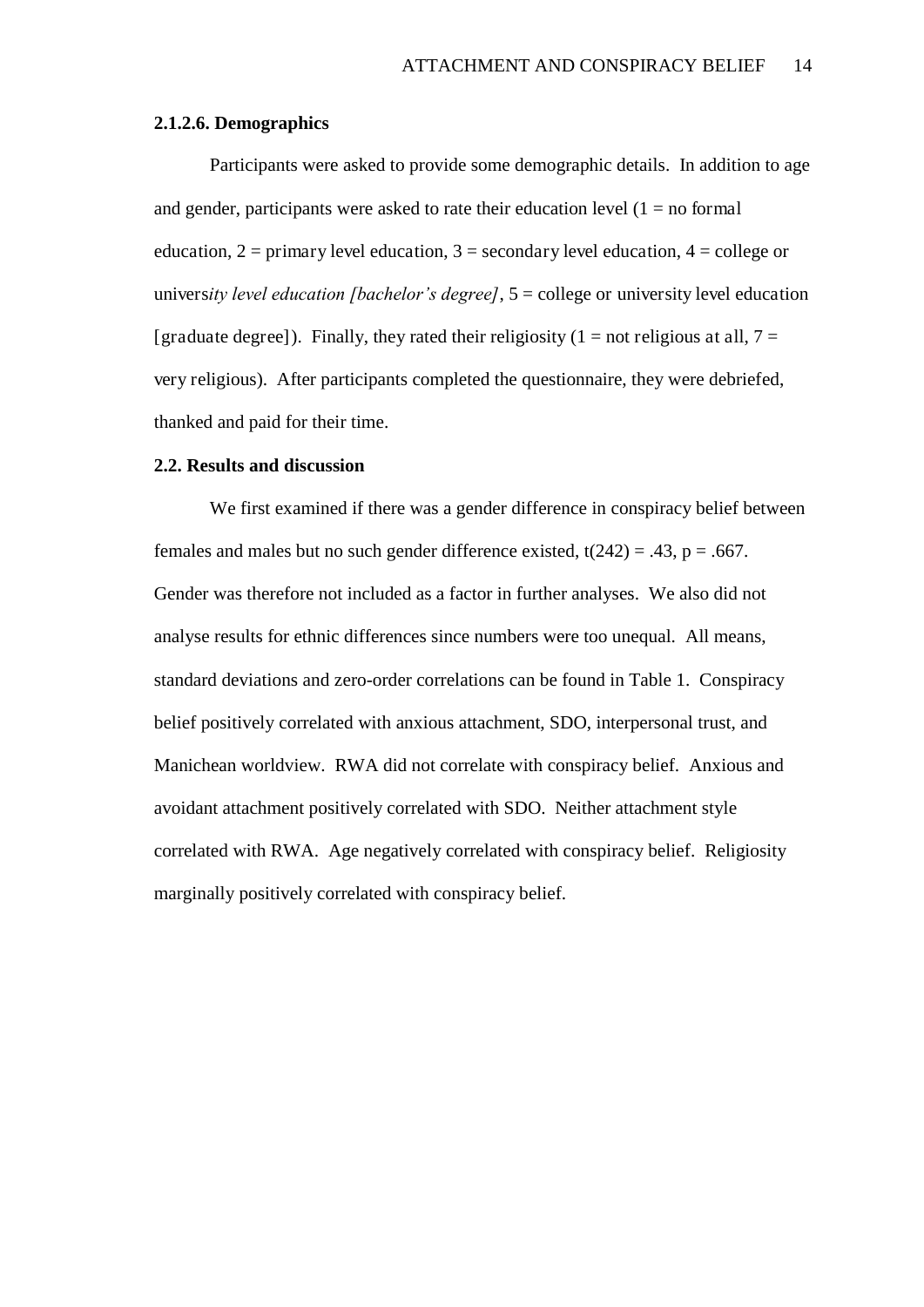#### 2.1.2.6. Demographics

Participants were asked to provide some demographic details. In addition to age and gender, participants were asked to rate their education level (1 = no formal education, 2 = primary level education, 3 = secondary level education, 4 = college or univers*ity level education [bachelor's degree]*, 5 = college or university level education [graduate degree]). Finally, they rated their religiosity (1 = not religious at all, 7 = very religious). After participants completed the questionnaire, they were debriefed, thanked and paid for their time.

### 2.2. Results and discussion

We first examined if there was a gender difference in conspiracy belief between females and males but no such gender difference existed, $t(242) = .43$, $p = .667$. Gender was therefore not included as a factor in further analyses. We also did not analyse results for ethnic differences since numbers were too unequal. All means, standard deviations and zero-order correlations can be found in Table 1. Conspiracy belief positively correlated with anxious attachment, SDO, interpersonal trust, and Manichean worldview. RWA did not correlate with conspiracy belief. Anxious and avoidant attachment positively correlated with SDO. Neither attachment style correlated with RWA. Age negatively correlated with conspiracy belief. Religiosity marginally positively correlated with conspiracy belief.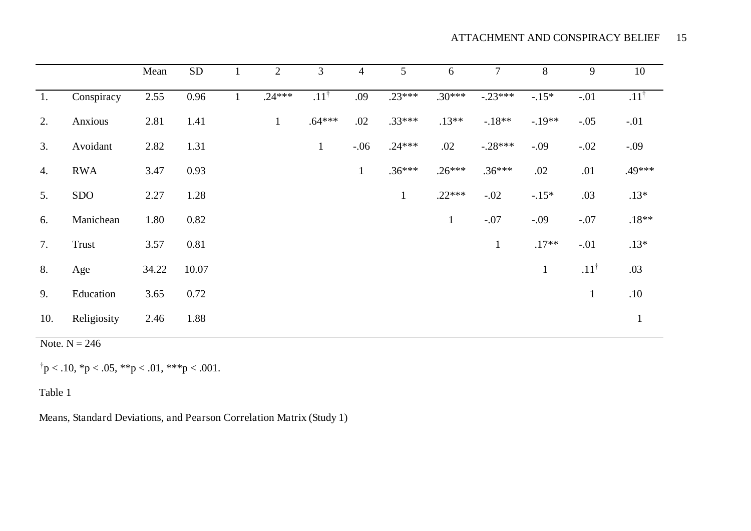| | | Mean | SD | 1 | 2 | 3 | 4 | 5 | 6 | 7 | 8 | 9 | 10 |
|---|---|---|---|---|---|---|---|---|---|---|---|---|---|
| 1. | Conspiracy | 2.55 | 0.96 | 1 | .24*** | .11† | .09 | .23*** | .30*** | -.23*** | -.15* | -.01 | .11† |
| 2. | Anxious | 2.81 | 1.41 | | 1 | .64*** | .02 | .33*** | .13** | -.18** | -.19** | -.05 | -.01 |
| 3. | Avoidant | 2.82 | 1.31 | | | 1 | -.06 | .24*** | .02 | -.28*** | -.09 | -.02 | -.09 |
| 4. | RWA | 3.47 | 0.93 | | | | 1 | .36*** | .26*** | .36*** | .02 | .01 | .49*** |
| 5. | SDO | 2.27 | 1.28 | | | | | 1 | .22*** | -.02 | -.15* | .03 | .13* |
| 6. | Manichean | 1.80 | 0.82 | | | | | | 1 | -.07 | -.09 | -.07 | .18** |
| 7. | Trust | 3.57 | 0.81 | | | | | | | 1 | .17** | -.01 | .13* |
| 8. | Age | 34.22 | 10.07 | | | | | | | | 1 | .11† | .03 |
| 9. | Education | 3.65 | 0.72 | | | | | | | | | 1 | .10 |
| 10. | Religiosity | 2.46 | 1.88 | | | | | | | | | | 1 |

Note. N = 246

†p < .10, *p < .05, **p < .01, ***p < .001.

Table 1

Means, Standard Deviations, and Pearson Correlation Matrix (Study 1)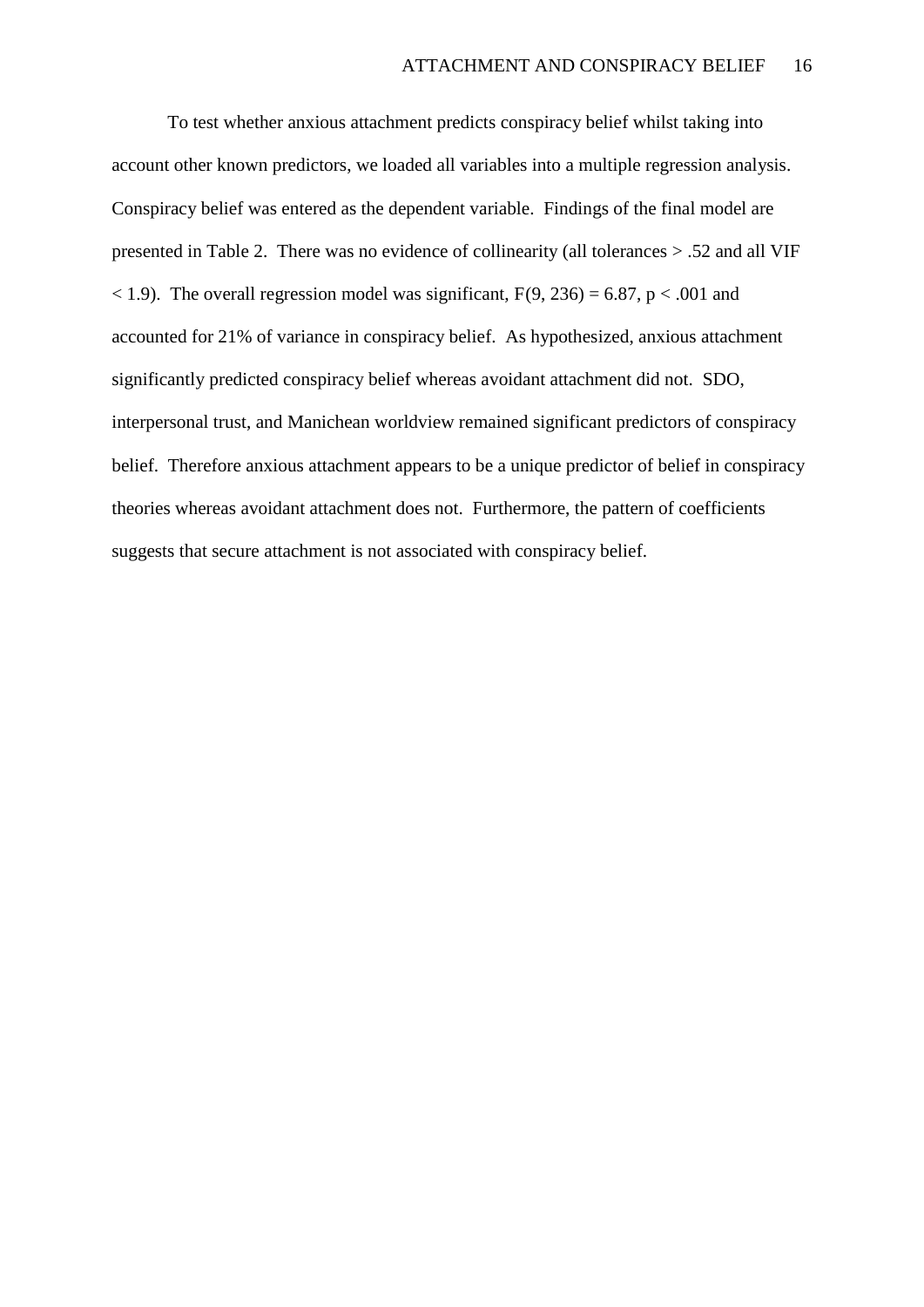To test whether anxious attachment predicts conspiracy belief whilst taking into account other known predictors, we loaded all variables into a multiple regression analysis. Conspiracy belief was entered as the dependent variable. Findings of the final model are presented in Table 2. There was no evidence of collinearity (all tolerances > .52 and all VIF < 1.9). The overall regression model was significant, $F(9, 236) = 6.87$, $p < .001$ and accounted for 21% of variance in conspiracy belief. As hypothesized, anxious attachment significantly predicted conspiracy belief whereas avoidant attachment did not. SDO, interpersonal trust, and Manichean worldview remained significant predictors of conspiracy belief. Therefore anxious attachment appears to be a unique predictor of belief in conspiracy theories whereas avoidant attachment does not. Furthermore, the pattern of coefficients suggests that secure attachment is not associated with conspiracy belief.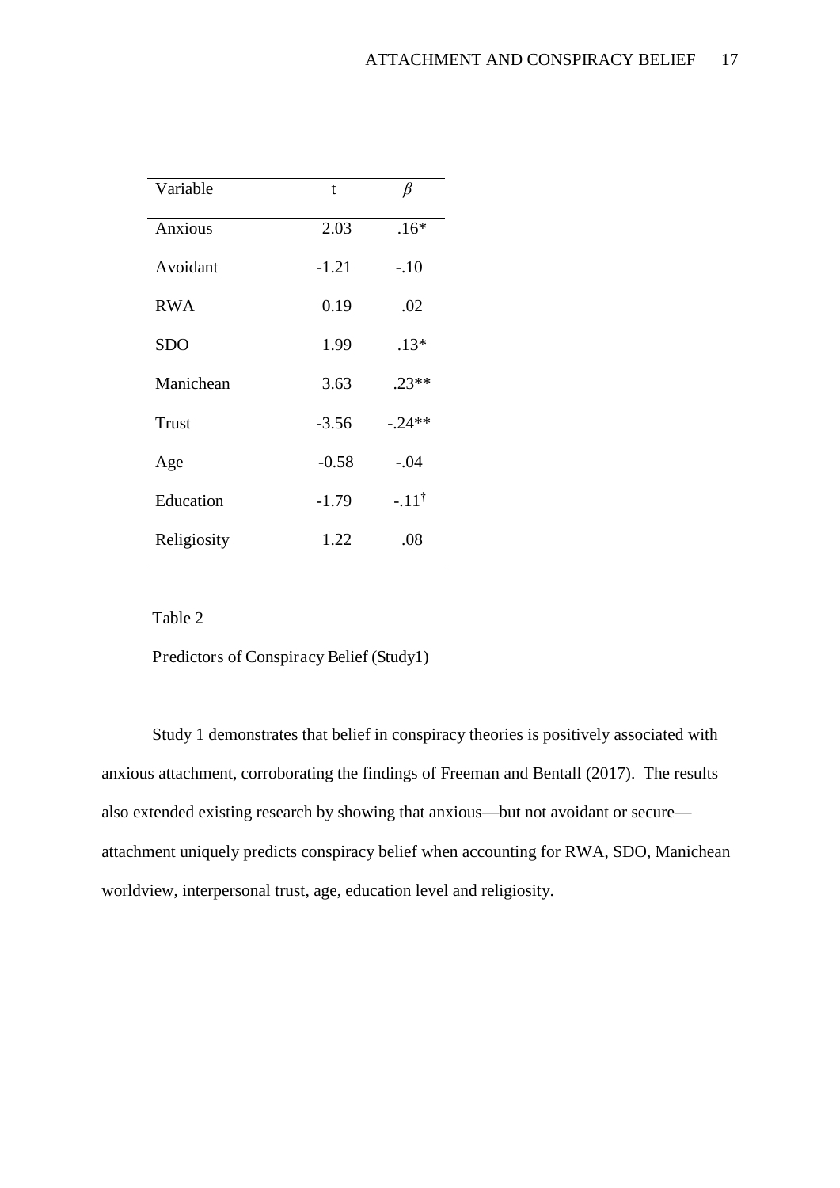| Variable | t | *β* |
|---|---|---|
| Anxious | 2.03 | .16* |
| Avoidant | -1.21 | -.10 |
| RWA | 0.19 | .02 |
| SDO | 1.99 | .13* |
| Manichean | 3.63 | .23** |
| Trust | -3.56 | -.24** |
| Age | -0.58 | -.04 |
| Education | -1.79 | -.11† |
| Religiosity | 1.22 | .08 |

Table 2

Predictors of Conspiracy Belief (Study1)

Study 1 demonstrates that belief in conspiracy theories is positively associated with anxious attachment, corroborating the findings of Freeman and Bentall (2017). The results also extended existing research by showing that anxious—but not avoidant or secure—attachment uniquely predicts conspiracy belief when accounting for RWA, SDO, Manichean worldview, interpersonal trust, age, education level and religiosity.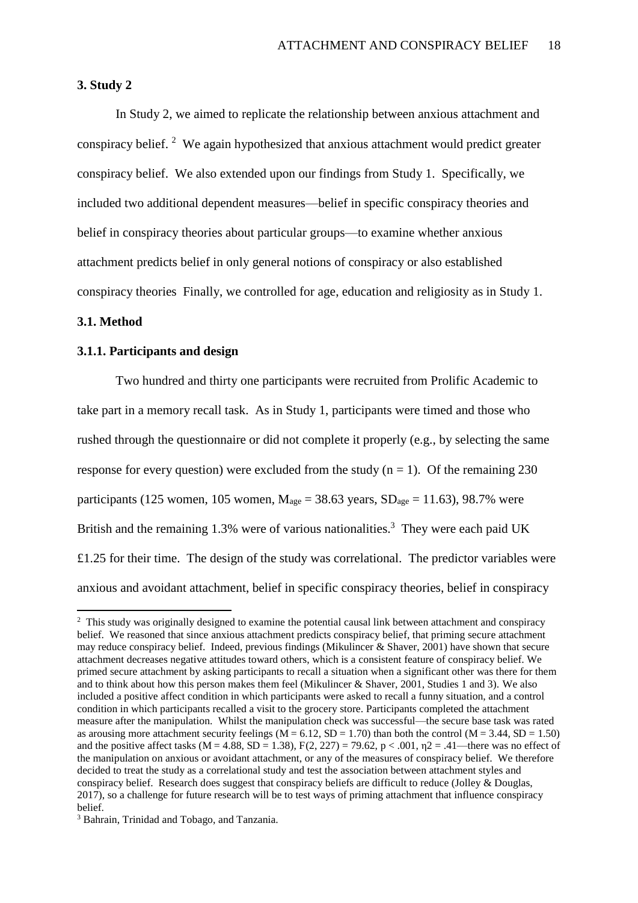## 3. Study 2

In Study 2, we aimed to replicate the relationship between anxious attachment and conspiracy belief. [2] We again hypothesized that anxious attachment would predict greater conspiracy belief. We also extended upon our findings from Study 1. Specifically, we included two additional dependent measures—belief in specific conspiracy theories and belief in conspiracy theories about particular groups—to examine whether anxious attachment predicts belief in only general notions of conspiracy or also established conspiracy theories Finally, we controlled for age, education and religiosity as in Study 1.

### 3.1. Method

#### 3.1.1. Participants and design

Two hundred and thirty one participants were recruited from Prolific Academic to take part in a memory recall task. As in Study 1, participants were timed and those who rushed through the questionnaire or did not complete it properly (e.g., by selecting the same response for every question) were excluded from the study ($n = 1$). Of the remaining 230 participants (125 women, 105 women, $M_{age} = 38.63$ years, $SD_{age} = 11.63$), 98.7% were British and the remaining 1.3% were of various nationalities.[3] They were each paid UK £1.25 for their time. The design of the study was correlational. The predictor variables were anxious and avoidant attachment, belief in specific conspiracy theories, belief in conspiracy

---

[2] This study was originally designed to examine the potential causal link between attachment and conspiracy belief. We reasoned that since anxious attachment predicts conspiracy belief, that priming secure attachment may reduce conspiracy belief. Indeed, previous findings (Mikulincer & Shaver, 2001) have shown that secure attachment decreases negative attitudes toward others, which is a consistent feature of conspiracy belief. We primed secure attachment by asking participants to recall a situation when a significant other was there for them and to think about how this person makes them feel (Mikulincer & Shaver, 2001, Studies 1 and 3). We also included a positive affect condition in which participants were asked to recall a funny situation, and a control condition in which participants recalled a visit to the grocery store. Participants completed the attachment measure after the manipulation. Whilst the manipulation check was successful—the secure base task was rated as arousing more attachment security feelings ($M = 6.12$, $SD = 1.70$) than both the control ($M = 3.44$, $SD = 1.50$) and the positive affect tasks ($M = 4.88$, $SD = 1.38$), $F(2, 227) = 79.62$, $p < .001$, $\eta 2 = .41$—there was no effect of the manipulation on anxious or avoidant attachment, or any of the measures of conspiracy belief. We therefore decided to treat the study as a correlational study and test the association between attachment styles and conspiracy belief. Research does suggest that conspiracy beliefs are difficult to reduce (Jolley & Douglas, 2017), so a challenge for future research will be to test ways of priming attachment that influence conspiracy belief.

[3] Bahrain, Trinidad and Tobago, and Tanzania.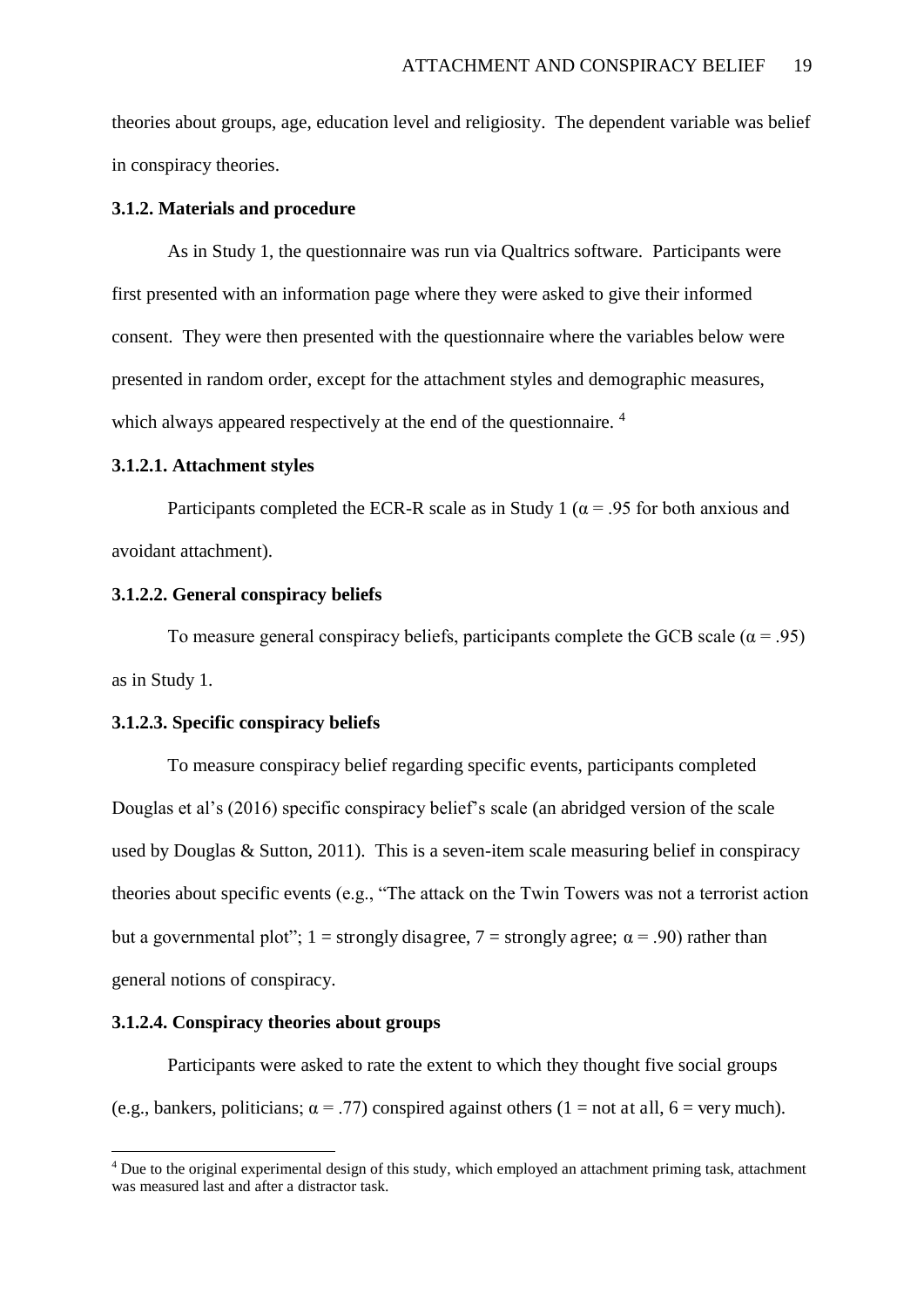theories about groups, age, education level and religiosity. The dependent variable was belief in conspiracy theories.

### 3.1.2. Materials and procedure

As in Study 1, the questionnaire was run via Qualtrics software. Participants were first presented with an information page where they were asked to give their informed consent. They were then presented with the questionnaire where the variables below were presented in random order, except for the attachment styles and demographic measures, which always appeared respectively at the end of the questionnaire. [4]

#### 3.1.2.1. Attachment styles

Participants completed the ECR-R scale as in Study 1 ($\alpha$ = .95 for both anxious and avoidant attachment).

#### 3.1.2.2. General conspiracy beliefs

To measure general conspiracy beliefs, participants complete the GCB scale ($\alpha$ = .95) as in Study 1.

#### 3.1.2.3. Specific conspiracy beliefs

To measure conspiracy belief regarding specific events, participants completed Douglas et al's (2016) specific conspiracy belief's scale (an abridged version of the scale used by Douglas & Sutton, 2011). This is a seven-item scale measuring belief in conspiracy theories about specific events (e.g., "The attack on the Twin Towers was not a terrorist action but a governmental plot"; 1 = strongly disagree, 7 = strongly agree; $\alpha$ = .90) rather than general notions of conspiracy.

#### 3.1.2.4. Conspiracy theories about groups

Participants were asked to rate the extent to which they thought five social groups (e.g., bankers, politicians; $\alpha$ = .77) conspired against others (1 = not at all, 6 = very much).

---

[4] Due to the original experimental design of this study, which employed an attachment priming task, attachment was measured last and after a distractor task.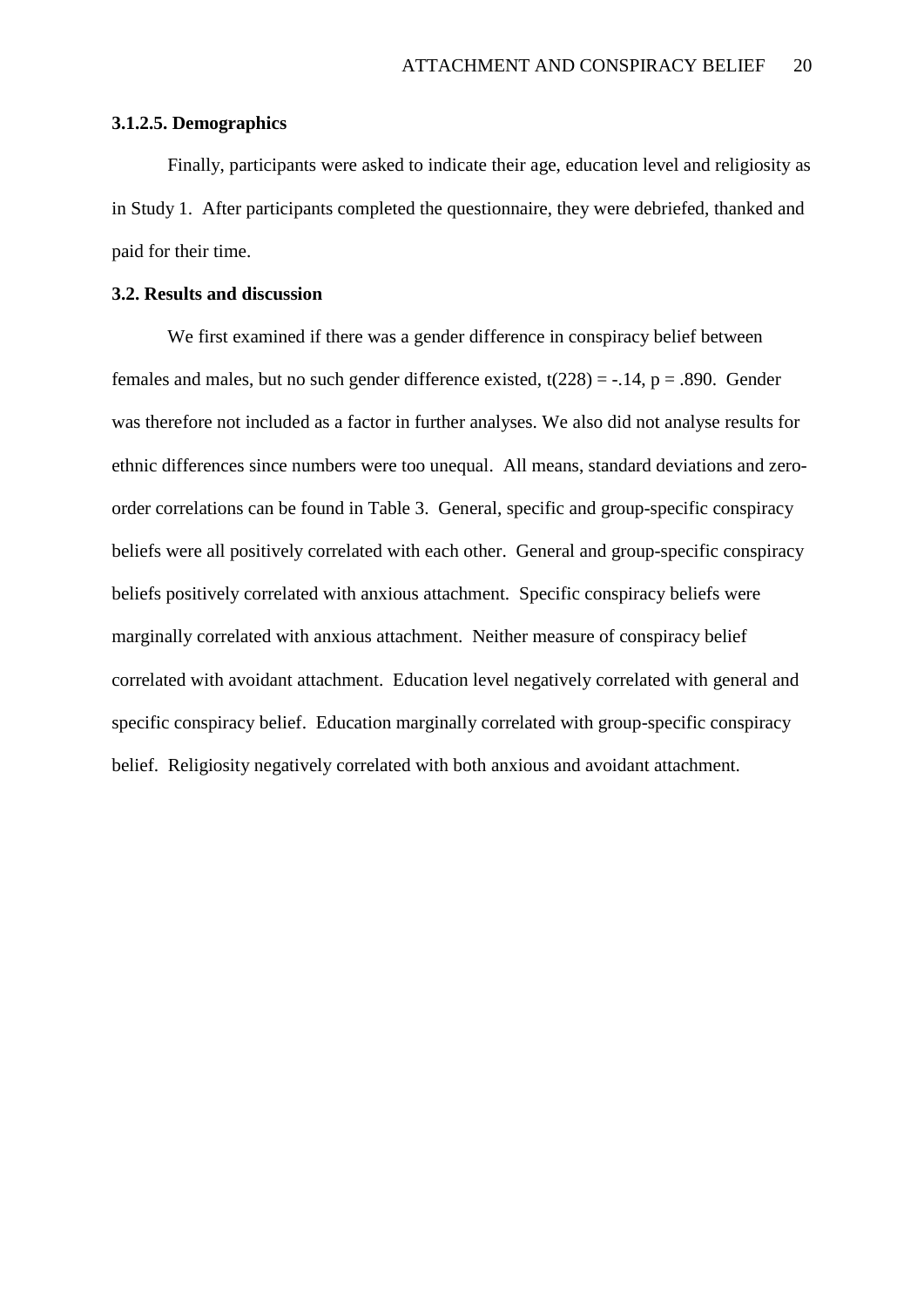### 3.1.2.5. Demographics

Finally, participants were asked to indicate their age, education level and religiosity as in Study 1. After participants completed the questionnaire, they were debriefed, thanked and paid for their time.

## 3.2. Results and discussion

We first examined if there was a gender difference in conspiracy belief between females and males, but no such gender difference existed, $t(228) = -.14$, $p = .890$. Gender was therefore not included as a factor in further analyses. We also did not analyse results for ethnic differences since numbers were too unequal. All means, standard deviations and zero-order correlations can be found in Table 3. General, specific and group-specific conspiracy beliefs were all positively correlated with each other. General and group-specific conspiracy beliefs positively correlated with anxious attachment. Specific conspiracy beliefs were marginally correlated with anxious attachment. Neither measure of conspiracy belief correlated with avoidant attachment. Education level negatively correlated with general and specific conspiracy belief. Education marginally correlated with group-specific conspiracy belief. Religiosity negatively correlated with both anxious and avoidant attachment.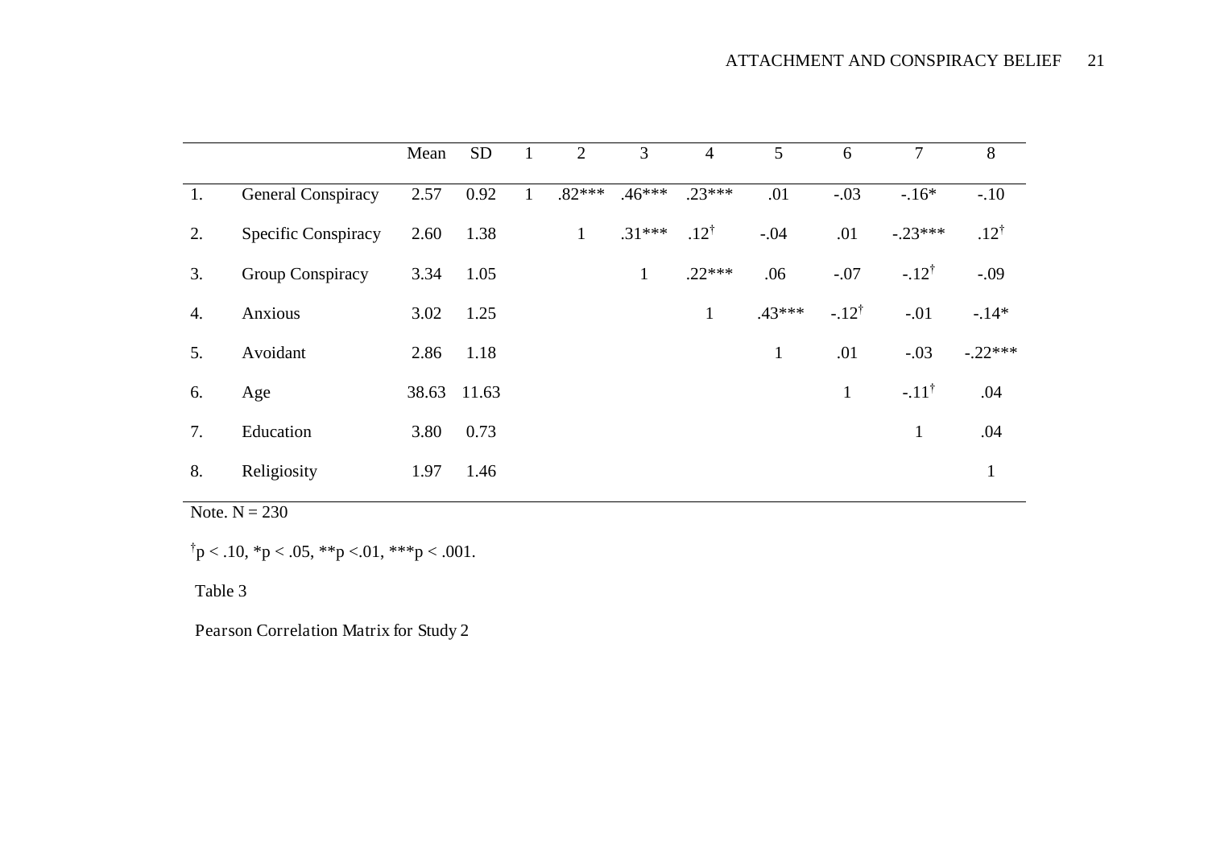|  |  | Mean | SD | 1 | 2 | 3 | 4 | 5 | 6 | 7 | 8 |
|---|---|---|---|---|---|---|---|---|---|---|---|
| 1. | General Conspiracy | 2.57 | 0.92 | 1 | .82*** | .46*** | .23*** | .01 | -.03 | -.16* | -.10 |
| 2. | Specific Conspiracy | 2.60 | 1.38 |  | 1 | .31*** | .12$^{\dagger}$ | -.04 | .01 | -.23*** | .12$^{\dagger}$ |
| 3. | Group Conspiracy | 3.34 | 1.05 |  |  | 1 | .22*** | .06 | -.07 | -.12$^{\dagger}$ | -.09 |
| 4. | Anxious | 3.02 | 1.25 |  |  |  | 1 | .43*** | -.12$^{\dagger}$ | -.01 | -.14* |
| 5. | Avoidant | 2.86 | 1.18 |  |  |  |  | 1 | .01 | -.03 | -.22*** |
| 6. | Age | 38.63 | 11.63 |  |  |  |  |  | 1 | -.11$^{\dagger}$ | .04 |
| 7. | Education | 3.80 | 0.73 |  |  |  |  |  |  | 1 | .04 |
| 8. | Religiosity | 1.97 | 1.46 |  |  |  |  |  |  |  | 1 |

Note. N = 230

$^{\dagger}p < .10$, $^{*}p < .05$, $^{**}p < .01$, $^{***}p < .001$.

Table 3

Pearson Correlation Matrix for Study 2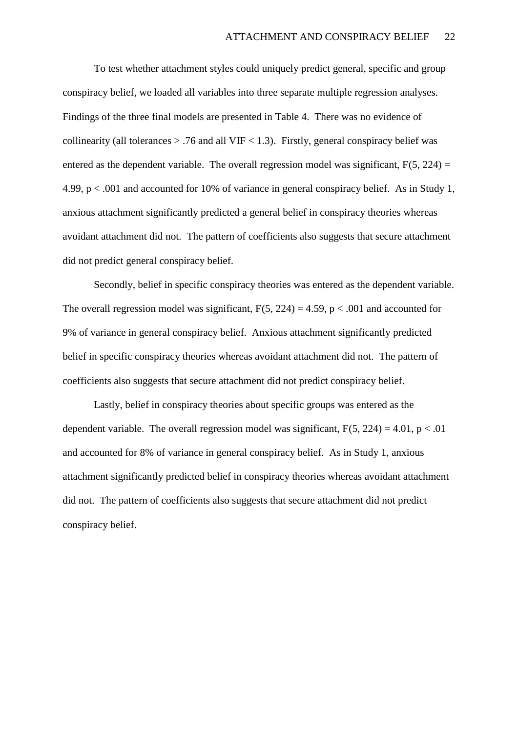To test whether attachment styles could uniquely predict general, specific and group conspiracy belief, we loaded all variables into three separate multiple regression analyses. Findings of the three final models are presented in Table 4. There was no evidence of collinearity (all tolerances > .76 and all VIF < 1.3). Firstly, general conspiracy belief was entered as the dependent variable. The overall regression model was significant, $F(5, 224) = 4.99$, $p < .001$ and accounted for 10% of variance in general conspiracy belief. As in Study 1, anxious attachment significantly predicted a general belief in conspiracy theories whereas avoidant attachment did not. The pattern of coefficients also suggests that secure attachment did not predict general conspiracy belief.

Secondly, belief in specific conspiracy theories was entered as the dependent variable. The overall regression model was significant, $F(5, 224) = 4.59$, $p < .001$ and accounted for 9% of variance in general conspiracy belief. Anxious attachment significantly predicted belief in specific conspiracy theories whereas avoidant attachment did not. The pattern of coefficients also suggests that secure attachment did not predict conspiracy belief.

Lastly, belief in conspiracy theories about specific groups was entered as the dependent variable. The overall regression model was significant, $F(5, 224) = 4.01$, $p < .01$ and accounted for 8% of variance in general conspiracy belief. As in Study 1, anxious attachment significantly predicted belief in conspiracy theories whereas avoidant attachment did not. The pattern of coefficients also suggests that secure attachment did not predict conspiracy belief.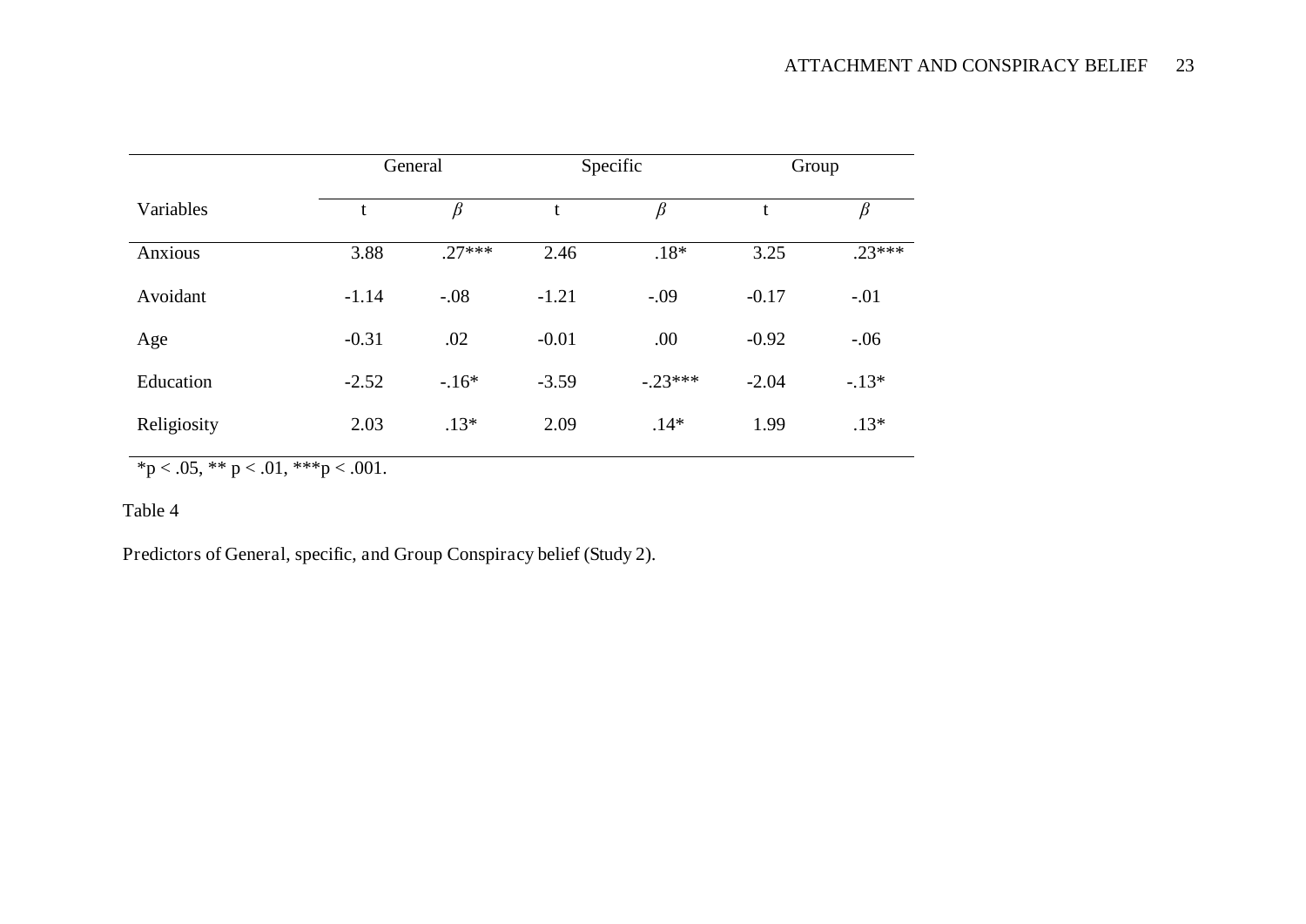| Variables | General | | Specific | | Group | |
|---|---|---|---|---|---|---|
| | t | $\beta$ | t | $\beta$ | t | $\beta$ |
| Anxious | 3.88 | .27*** | 2.46 | .18* | 3.25 | .23*** |
| Avoidant | -1.14 | -.08 | -1.21 | -.09 | -0.17 | -.01 |
| Age | -0.31 | .02 | -0.01 | .00 | -0.92 | -.06 |
| Education | -2.52 | -.16* | -3.59 | -.23*** | -2.04 | -.13* |
| Religiosity | 2.03 | .13* | 2.09 | .14* | 1.99 | .13* |

*p < .05, ** p < .01, ***p < .001.

Table 4

Predictors of General, specific, and Group Conspiracy belief (Study 2).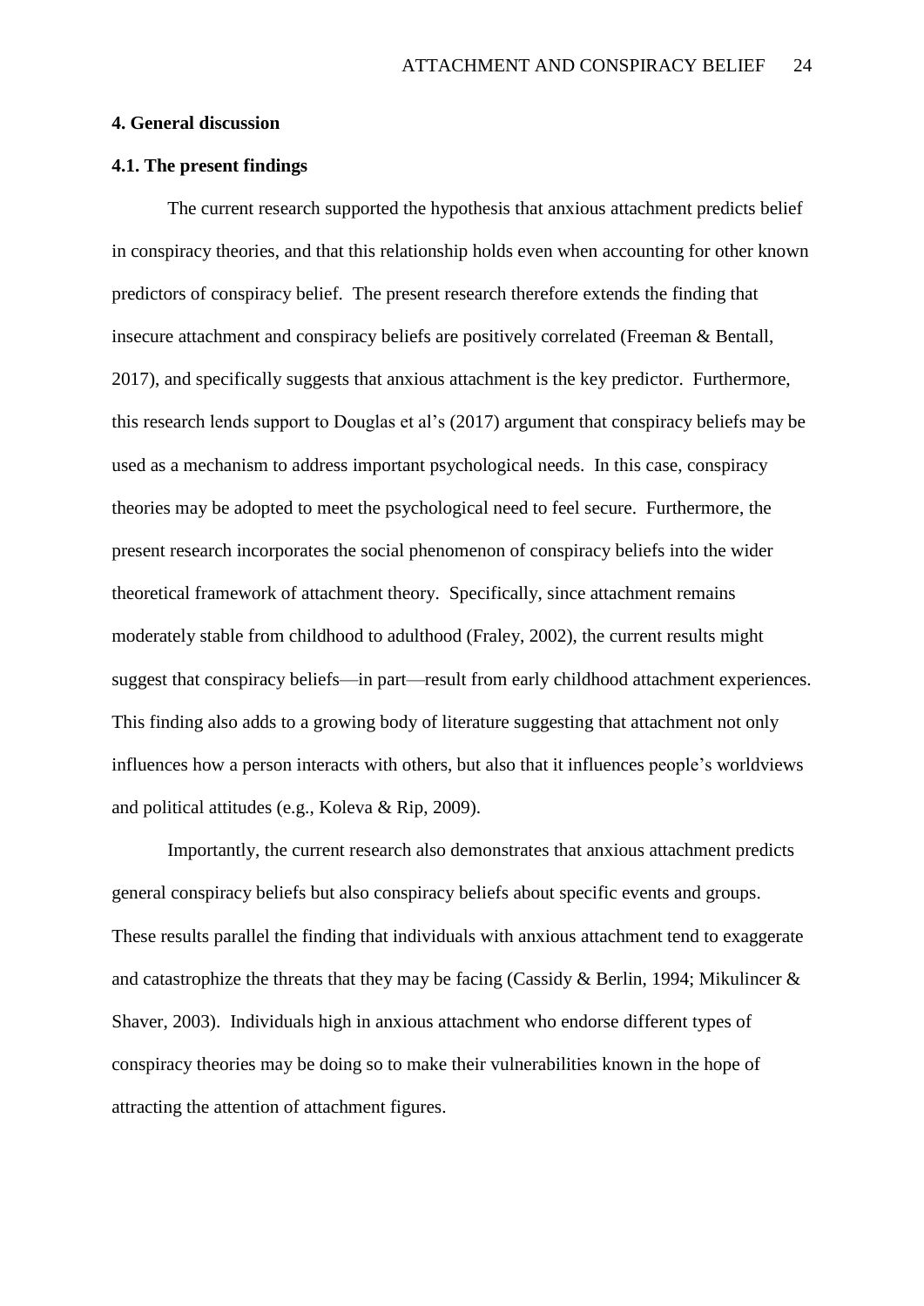## 4. General discussion

### 4.1. The present findings

The current research supported the hypothesis that anxious attachment predicts belief in conspiracy theories, and that this relationship holds even when accounting for other known predictors of conspiracy belief. The present research therefore extends the finding that insecure attachment and conspiracy beliefs are positively correlated (Freeman & Bentall, 2017), and specifically suggests that anxious attachment is the key predictor. Furthermore, this research lends support to Douglas et al's (2017) argument that conspiracy beliefs may be used as a mechanism to address important psychological needs. In this case, conspiracy theories may be adopted to meet the psychological need to feel secure. Furthermore, the present research incorporates the social phenomenon of conspiracy beliefs into the wider theoretical framework of attachment theory. Specifically, since attachment remains moderately stable from childhood to adulthood (Fraley, 2002), the current results might suggest that conspiracy beliefs—in part—result from early childhood attachment experiences. This finding also adds to a growing body of literature suggesting that attachment not only influences how a person interacts with others, but also that it influences people's worldviews and political attitudes (e.g., Koleva & Rip, 2009).

Importantly, the current research also demonstrates that anxious attachment predicts general conspiracy beliefs but also conspiracy beliefs about specific events and groups. These results parallel the finding that individuals with anxious attachment tend to exaggerate and catastrophize the threats that they may be facing (Cassidy & Berlin, 1994; Mikulincer & Shaver, 2003). Individuals high in anxious attachment who endorse different types of conspiracy theories may be doing so to make their vulnerabilities known in the hope of attracting the attention of attachment figures.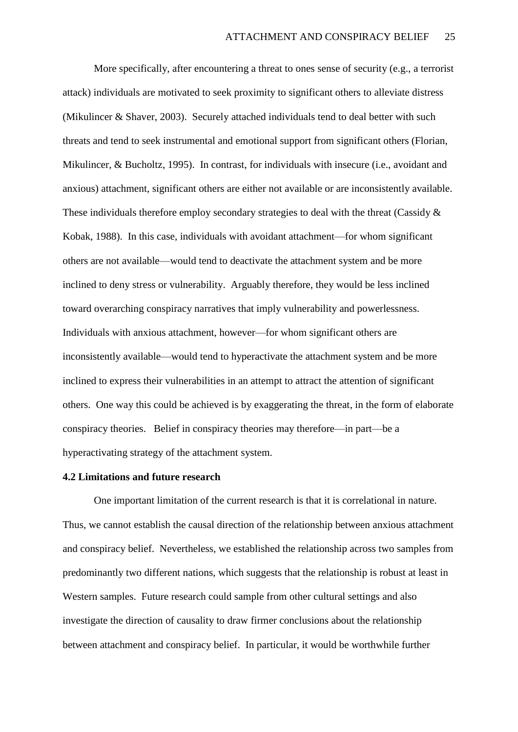More specifically, after encountering a threat to ones sense of security (e.g., a terrorist attack) individuals are motivated to seek proximity to significant others to alleviate distress (Mikulincer & Shaver, 2003). Securely attached individuals tend to deal better with such threats and tend to seek instrumental and emotional support from significant others (Florian, Mikulincer, & Bucholtz, 1995). In contrast, for individuals with insecure (i.e., avoidant and anxious) attachment, significant others are either not available or are inconsistently available. These individuals therefore employ secondary strategies to deal with the threat (Cassidy & Kobak, 1988). In this case, individuals with avoidant attachment—for whom significant others are not available—would tend to deactivate the attachment system and be more inclined to deny stress or vulnerability. Arguably therefore, they would be less inclined toward overarching conspiracy narratives that imply vulnerability and powerlessness. Individuals with anxious attachment, however—for whom significant others are inconsistently available—would tend to hyperactivate the attachment system and be more inclined to express their vulnerabilities in an attempt to attract the attention of significant others. One way this could be achieved is by exaggerating the threat, in the form of elaborate conspiracy theories. Belief in conspiracy theories may therefore—in part—be a hyperactivating strategy of the attachment system.

### 4.2 Limitations and future research

One important limitation of the current research is that it is correlational in nature. Thus, we cannot establish the causal direction of the relationship between anxious attachment and conspiracy belief. Nevertheless, we established the relationship across two samples from predominantly two different nations, which suggests that the relationship is robust at least in Western samples. Future research could sample from other cultural settings and also investigate the direction of causality to draw firmer conclusions about the relationship between attachment and conspiracy belief. In particular, it would be worthwhile further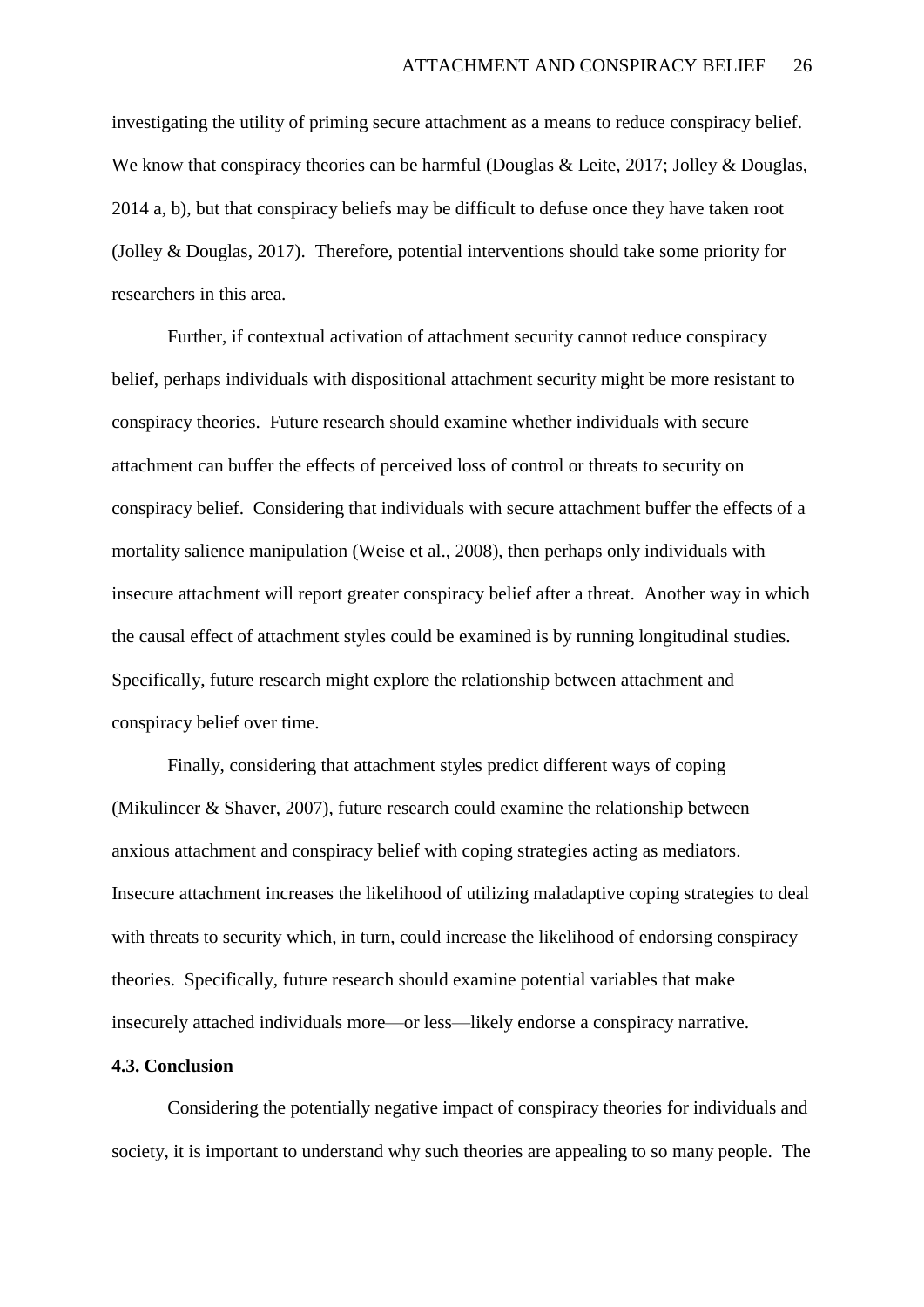investigating the utility of priming secure attachment as a means to reduce conspiracy belief. We know that conspiracy theories can be harmful (Douglas & Leite, 2017; Jolley & Douglas, 2014 a, b), but that conspiracy beliefs may be difficult to defuse once they have taken root (Jolley & Douglas, 2017). Therefore, potential interventions should take some priority for researchers in this area.

Further, if contextual activation of attachment security cannot reduce conspiracy belief, perhaps individuals with dispositional attachment security might be more resistant to conspiracy theories. Future research should examine whether individuals with secure attachment can buffer the effects of perceived loss of control or threats to security on conspiracy belief. Considering that individuals with secure attachment buffer the effects of a mortality salience manipulation (Weise et al., 2008), then perhaps only individuals with insecure attachment will report greater conspiracy belief after a threat. Another way in which the causal effect of attachment styles could be examined is by running longitudinal studies. Specifically, future research might explore the relationship between attachment and conspiracy belief over time.

Finally, considering that attachment styles predict different ways of coping (Mikulincer & Shaver, 2007), future research could examine the relationship between anxious attachment and conspiracy belief with coping strategies acting as mediators. Insecure attachment increases the likelihood of utilizing maladaptive coping strategies to deal with threats to security which, in turn, could increase the likelihood of endorsing conspiracy theories. Specifically, future research should examine potential variables that make insecurely attached individuals more—or less—likely endorse a conspiracy narrative.

### 4.3. Conclusion

Considering the potentially negative impact of conspiracy theories for individuals and society, it is important to understand why such theories are appealing to so many people. The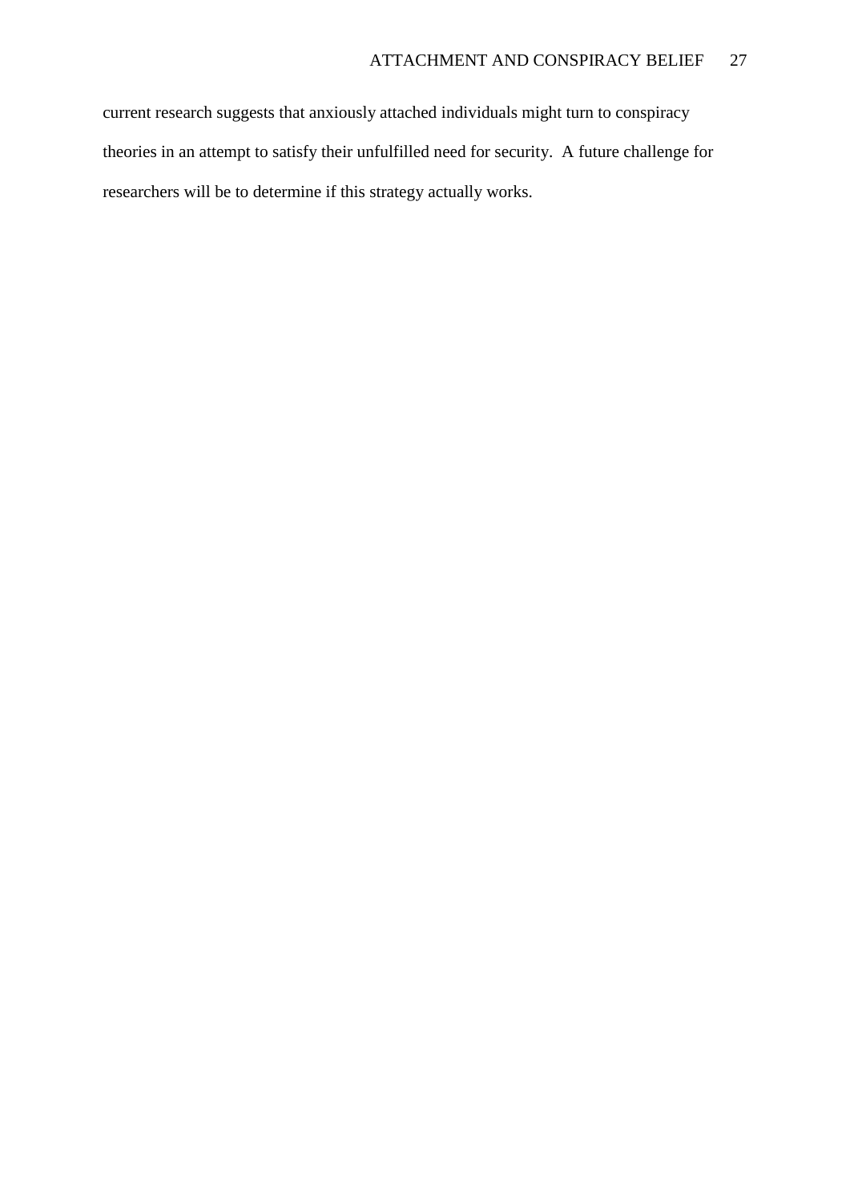current research suggests that anxiously attached individuals might turn to conspiracy theories in an attempt to satisfy their unfulfilled need for security. A future challenge for researchers will be to determine if this strategy actually works.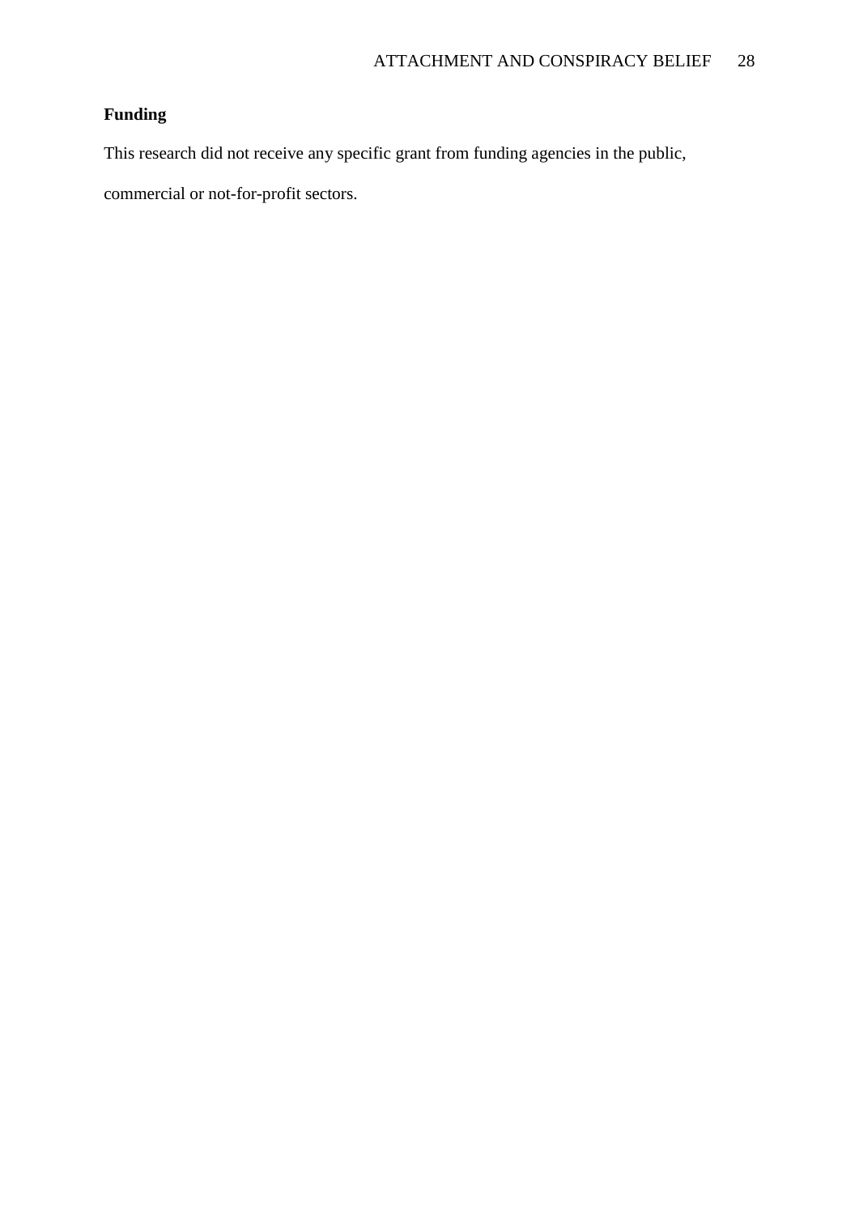**Funding**

This research did not receive any specific grant from funding agencies in the public, commercial or not-for-profit sectors.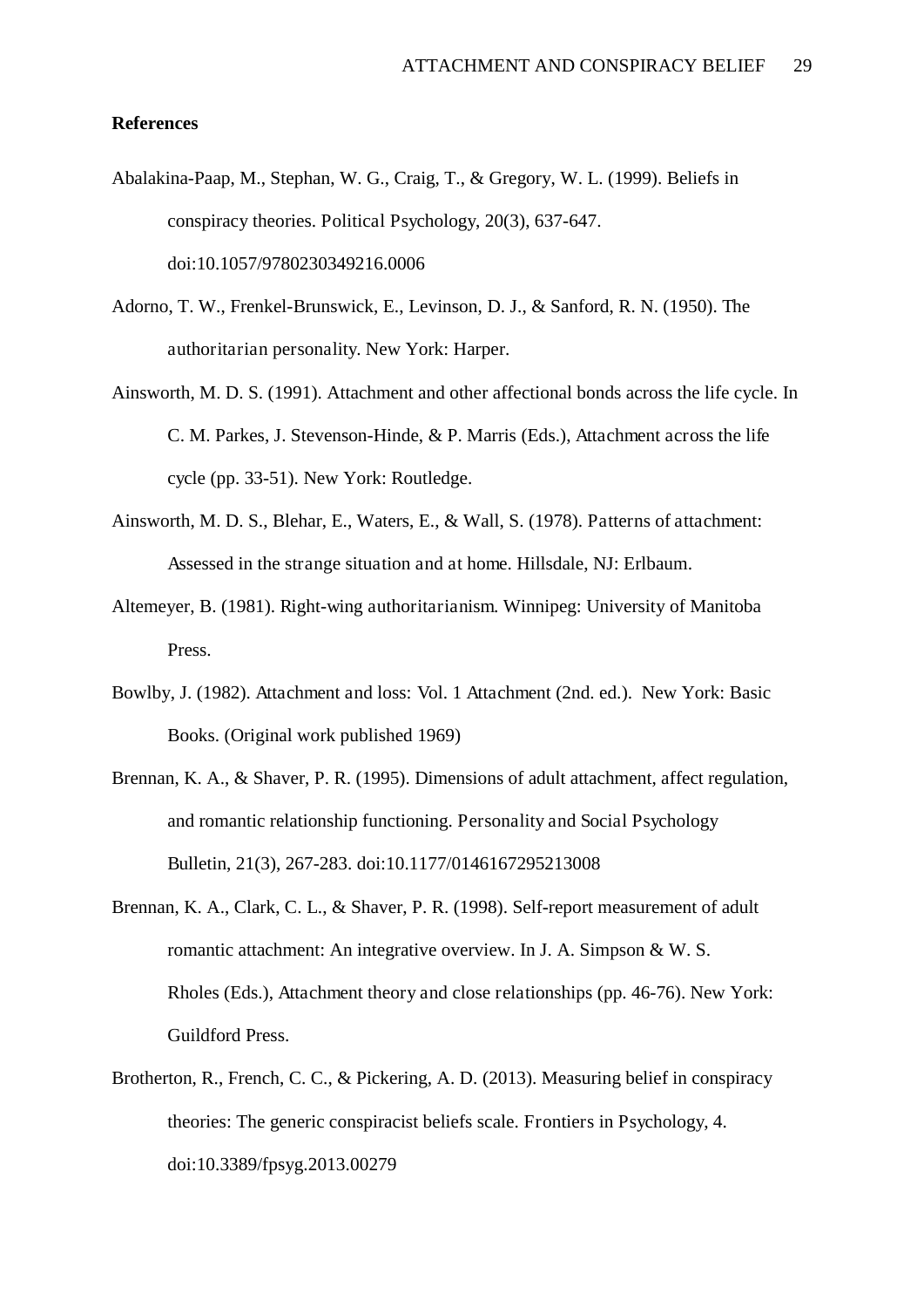**References**

Abalakina-Paap, M., Stephan, W. G., Craig, T., & Gregory, W. L. (1999). Beliefs in conspiracy theories. Political Psychology, 20(3), 637-647. doi:10.1057/9780230349216.0006

Adorno, T. W., Frenkel-Brunswick, E., Levinson, D. J., & Sanford, R. N. (1950). The authoritarian personality. New York: Harper.

Ainsworth, M. D. S. (1991). Attachment and other affectional bonds across the life cycle. In C. M. Parkes, J. Stevenson-Hinde, & P. Marris (Eds.), Attachment across the life cycle (pp. 33-51). New York: Routledge.

Ainsworth, M. D. S., Blehar, E., Waters, E., & Wall, S. (1978). Patterns of attachment: Assessed in the strange situation and at home. Hillsdale, NJ: Erlbaum.

Altemeyer, B. (1981). Right-wing authoritarianism. Winnipeg: University of Manitoba Press.

Bowlby, J. (1982). Attachment and loss: Vol. 1 Attachment (2nd. ed.). New York: Basic Books. (Original work published 1969)

Brennan, K. A., & Shaver, P. R. (1995). Dimensions of adult attachment, affect regulation, and romantic relationship functioning. Personality and Social Psychology Bulletin, 21(3), 267-283. doi:10.1177/0146167295213008

Brennan, K. A., Clark, C. L., & Shaver, P. R. (1998). Self-report measurement of adult romantic attachment: An integrative overview. In J. A. Simpson & W. S. Rholes (Eds.), Attachment theory and close relationships (pp. 46-76). New York: Guildford Press.

Brotherton, R., French, C. C., & Pickering, A. D. (2013). Measuring belief in conspiracy theories: The generic conspiracist beliefs scale. Frontiers in Psychology, 4. doi:10.3389/fpsyg.2013.00279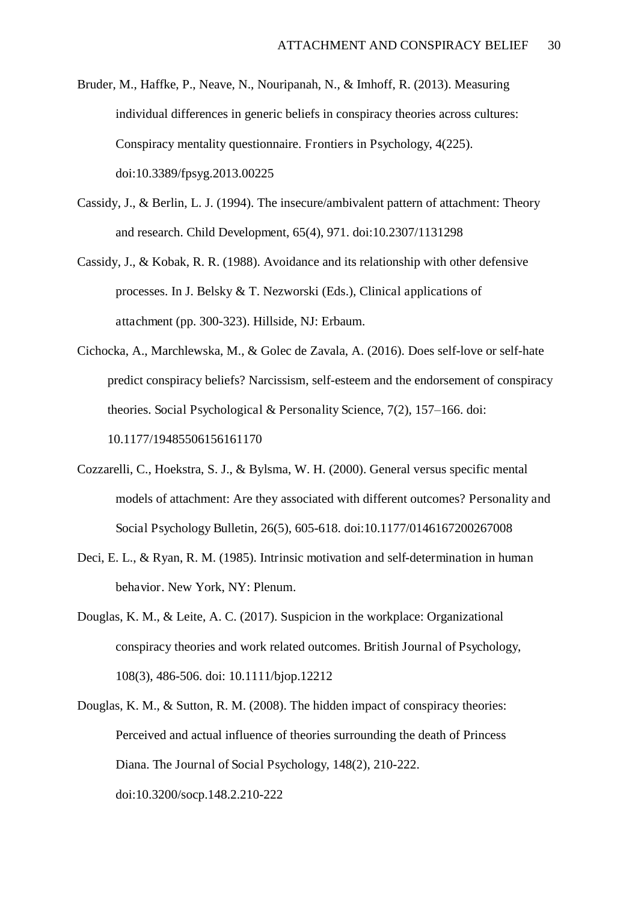Bruder, M., Haffke, P., Neave, N., Nouripanah, N., & Imhoff, R. (2013). Measuring individual differences in generic beliefs in conspiracy theories across cultures: Conspiracy mentality questionnaire. Frontiers in Psychology, 4(225). doi:10.3389/fpsyg.2013.00225

Cassidy, J., & Berlin, L. J. (1994). The insecure/ambivalent pattern of attachment: Theory and research. Child Development, 65(4), 971. doi:10.2307/1131298

Cassidy, J., & Kobak, R. R. (1988). Avoidance and its relationship with other defensive processes. In J. Belsky & T. Nezworski (Eds.), Clinical applications of attachment (pp. 300-323). Hillside, NJ: Erbaum.

Cichocka, A., Marchlewska, M., & Golec de Zavala, A. (2016). Does self-love or self-hate predict conspiracy beliefs? Narcissism, self-esteem and the endorsement of conspiracy theories. Social Psychological & Personality Science, 7(2), 157–166. doi: 10.1177/19485506156161170

Cozzarelli, C., Hoekstra, S. J., & Bylsma, W. H. (2000). General versus specific mental models of attachment: Are they associated with different outcomes? Personality and Social Psychology Bulletin, 26(5), 605-618. doi:10.1177/0146167200267008

Deci, E. L., & Ryan, R. M. (1985). Intrinsic motivation and self-determination in human behavior. New York, NY: Plenum.

Douglas, K. M., & Leite, A. C. (2017). Suspicion in the workplace: Organizational conspiracy theories and work related outcomes. British Journal of Psychology, 108(3), 486-506. doi: 10.1111/bjop.12212

Douglas, K. M., & Sutton, R. M. (2008). The hidden impact of conspiracy theories: Perceived and actual influence of theories surrounding the death of Princess Diana. The Journal of Social Psychology, 148(2), 210-222. doi:10.3200/socp.148.2.210-222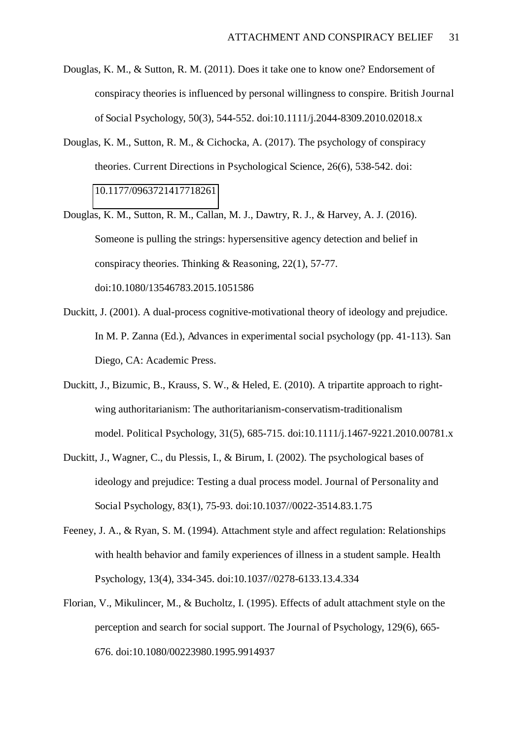Douglas, K. M., & Sutton, R. M. (2011). Does it take one to know one? Endorsement of conspiracy theories is influenced by personal willingness to conspire. British Journal of Social Psychology, 50(3), 544-552. doi:10.1111/j.2044-8309.2010.02018.x

Douglas, K. M., Sutton, R. M., & Cichocka, A. (2017). The psychology of conspiracy theories. Current Directions in Psychological Science, 26(6), 538-542. doi: 10.1177/0963721417718261

Douglas, K. M., Sutton, R. M., Callan, M. J., Dawtry, R. J., & Harvey, A. J. (2016). Someone is pulling the strings: hypersensitive agency detection and belief in conspiracy theories. Thinking & Reasoning, 22(1), 57-77. doi:10.1080/13546783.2015.1051586

Duckitt, J. (2001). A dual-process cognitive-motivational theory of ideology and prejudice. In M. P. Zanna (Ed.), Advances in experimental social psychology (pp. 41-113). San Diego, CA: Academic Press.

Duckitt, J., Bizumic, B., Krauss, S. W., & Heled, E. (2010). A tripartite approach to right-wing authoritarianism: The authoritarianism-conservatism-traditionalism model. Political Psychology, 31(5), 685-715. doi:10.1111/j.1467-9221.2010.00781.x

Duckitt, J., Wagner, C., du Plessis, I., & Birum, I. (2002). The psychological bases of ideology and prejudice: Testing a dual process model. Journal of Personality and Social Psychology, 83(1), 75-93. doi:10.1037//0022-3514.83.1.75

Feeney, J. A., & Ryan, S. M. (1994). Attachment style and affect regulation: Relationships with health behavior and family experiences of illness in a student sample. Health Psychology, 13(4), 334-345. doi:10.1037//0278-6133.13.4.334

Florian, V., Mikulincer, M., & Bucholtz, I. (1995). Effects of adult attachment style on the perception and search for social support. The Journal of Psychology, 129(6), 665-676. doi:10.1080/00223980.1995.9914937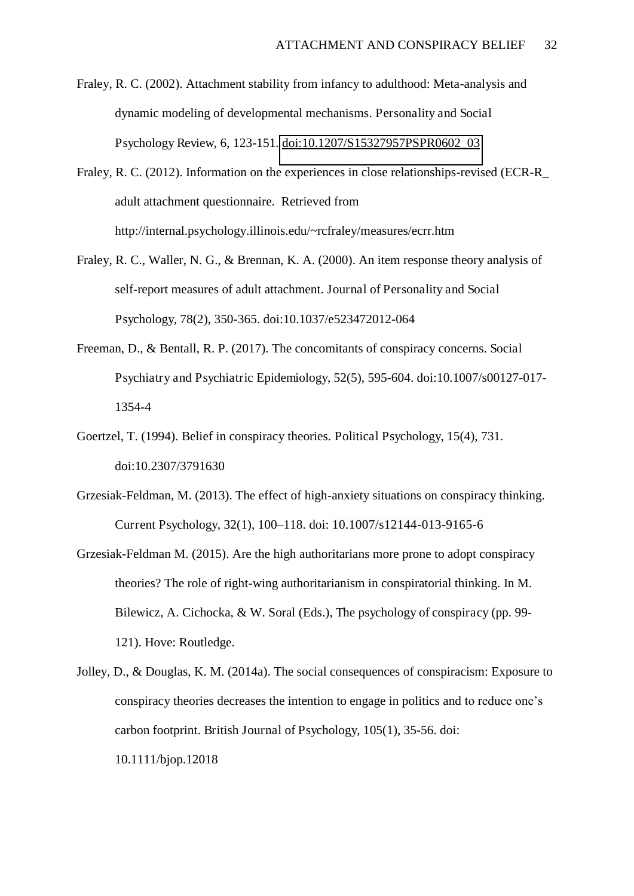Fraley, R. C. (2002). Attachment stability from infancy to adulthood: Meta-analysis and dynamic modeling of developmental mechanisms. *Personality and Social Psychology Review*, 6, 123-151. doi:10.1207/S15327957PSPR0602_03

Fraley, R. C. (2012). Information on the experiences in close relationships-revised (ECR-R_ adult attachment questionnaire. Retrieved from http://internal.psychology.illinois.edu/~rcfraley/measures/ecrr.htm

Fraley, R. C., Waller, N. G., & Brennan, K. A. (2000). An item response theory analysis of self-report measures of adult attachment. *Journal of Personality and Social Psychology*, 78(2), 350-365. doi:10.1037/e523472012-064

Freeman, D., & Bentall, R. P. (2017). The concomitants of conspiracy concerns. *Social Psychiatry and Psychiatric Epidemiology*, 52(5), 595-604. doi:10.1007/s00127-017-1354-4

Goertzel, T. (1994). Belief in conspiracy theories. *Political Psychology*, 15(4), 731. doi:10.2307/3791630

Grzesiak-Feldman, M. (2013). The effect of high-anxiety situations on conspiracy thinking. *Current Psychology*, 32(1), 100–118. doi: 10.1007/s12144-013-9165-6

Grzesiak-Feldman M. (2015). Are the high authoritarians more prone to adopt conspiracy theories? The role of right-wing authoritarianism in conspiratorial thinking. In M. Bilewicz, A. Cichocka, & W. Soral (Eds.), *The psychology of conspiracy* (pp. 99-121). Hove: Routledge.

Jolley, D., & Douglas, K. M. (2014a). The social consequences of conspiracism: Exposure to conspiracy theories decreases the intention to engage in politics and to reduce one's carbon footprint. *British Journal of Psychology*, 105(1), 35-56. doi: 10.1111/bjop.12018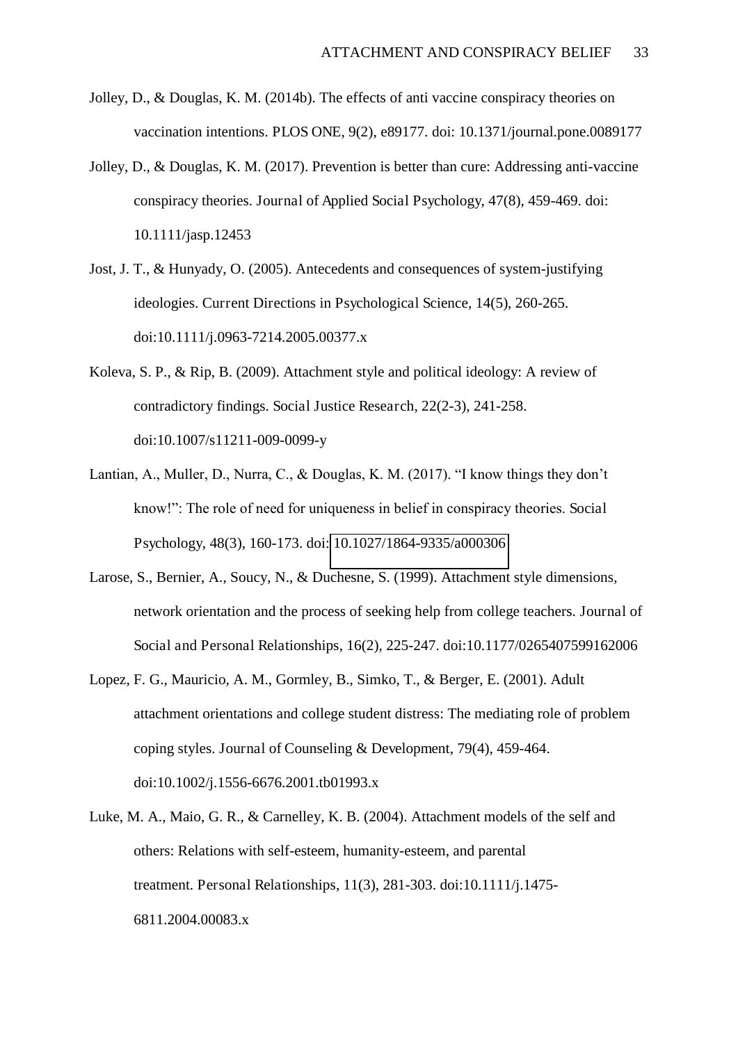Jolley, D., & Douglas, K. M. (2014b). The effects of anti vaccine conspiracy theories on vaccination intentions. PLOS ONE, 9(2), e89177. doi: 10.1371/journal.pone.0089177

Jolley, D., & Douglas, K. M. (2017). Prevention is better than cure: Addressing anti-vaccine conspiracy theories. Journal of Applied Social Psychology, 47(8), 459-469. doi: 10.1111/jasp.12453

Jost, J. T., & Hunyady, O. (2005). Antecedents and consequences of system-justifying ideologies. Current Directions in Psychological Science, 14(5), 260-265. doi:10.1111/j.0963-7214.2005.00377.x

Koleva, S. P., & Rip, B. (2009). Attachment style and political ideology: A review of contradictory findings. Social Justice Research, 22(2-3), 241-258. doi:10.1007/s11211-009-0099-y

Lantian, A., Muller, D., Nurra, C., & Douglas, K. M. (2017). "I know things they don't know!": The role of need for uniqueness in belief in conspiracy theories. Social Psychology, 48(3), 160-173. doi: 10.1027/1864-9335/a000306

Larose, S., Bernier, A., Soucy, N., & Duchesne, S. (1999). Attachment style dimensions, network orientation and the process of seeking help from college teachers. Journal of Social and Personal Relationships, 16(2), 225-247. doi:10.1177/0265407599162006

Lopez, F. G., Mauricio, A. M., Gormley, B., Simko, T., & Berger, E. (2001). Adult attachment orientations and college student distress: The mediating role of problem coping styles. Journal of Counseling & Development, 79(4), 459-464. doi:10.1002/j.1556-6676.2001.tb01993.x

Luke, M. A., Maio, G. R., & Carnelley, K. B. (2004). Attachment models of the self and others: Relations with self-esteem, humanity-esteem, and parental treatment. Personal Relationships, 11(3), 281-303. doi:10.1111/j.1475-6811.2004.00083.x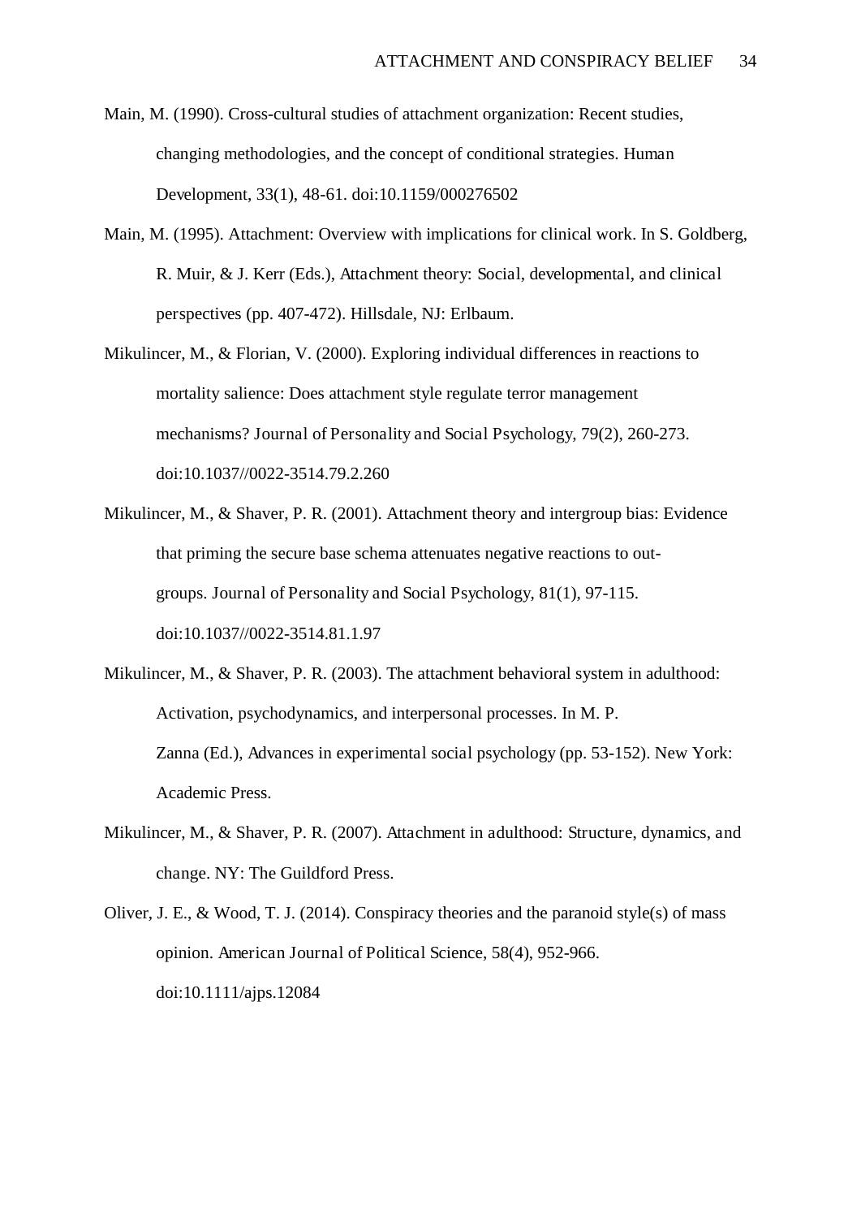Main, M. (1990). Cross-cultural studies of attachment organization: Recent studies, changing methodologies, and the concept of conditional strategies. Human Development, 33(1), 48-61. doi:10.1159/000276502

Main, M. (1995). Attachment: Overview with implications for clinical work. In S. Goldberg, R. Muir, & J. Kerr (Eds.), Attachment theory: Social, developmental, and clinical perspectives (pp. 407-472). Hillsdale, NJ: Erlbaum.

Mikulincer, M., & Florian, V. (2000). Exploring individual differences in reactions to mortality salience: Does attachment style regulate terror management mechanisms? Journal of Personality and Social Psychology, 79(2), 260-273. doi:10.1037//0022-3514.79.2.260

Mikulincer, M., & Shaver, P. R. (2001). Attachment theory and intergroup bias: Evidence that priming the secure base schema attenuates negative reactions to out-groups. Journal of Personality and Social Psychology, 81(1), 97-115. doi:10.1037//0022-3514.81.1.97

Mikulincer, M., & Shaver, P. R. (2003). The attachment behavioral system in adulthood: Activation, psychodynamics, and interpersonal processes. In M. P. Zanna (Ed.), Advances in experimental social psychology (pp. 53-152). New York: Academic Press.

Mikulincer, M., & Shaver, P. R. (2007). Attachment in adulthood: Structure, dynamics, and change. NY: The Guildford Press.

Oliver, J. E., & Wood, T. J. (2014). Conspiracy theories and the paranoid style(s) of mass opinion. American Journal of Political Science, 58(4), 952-966. doi:10.1111/ajps.12084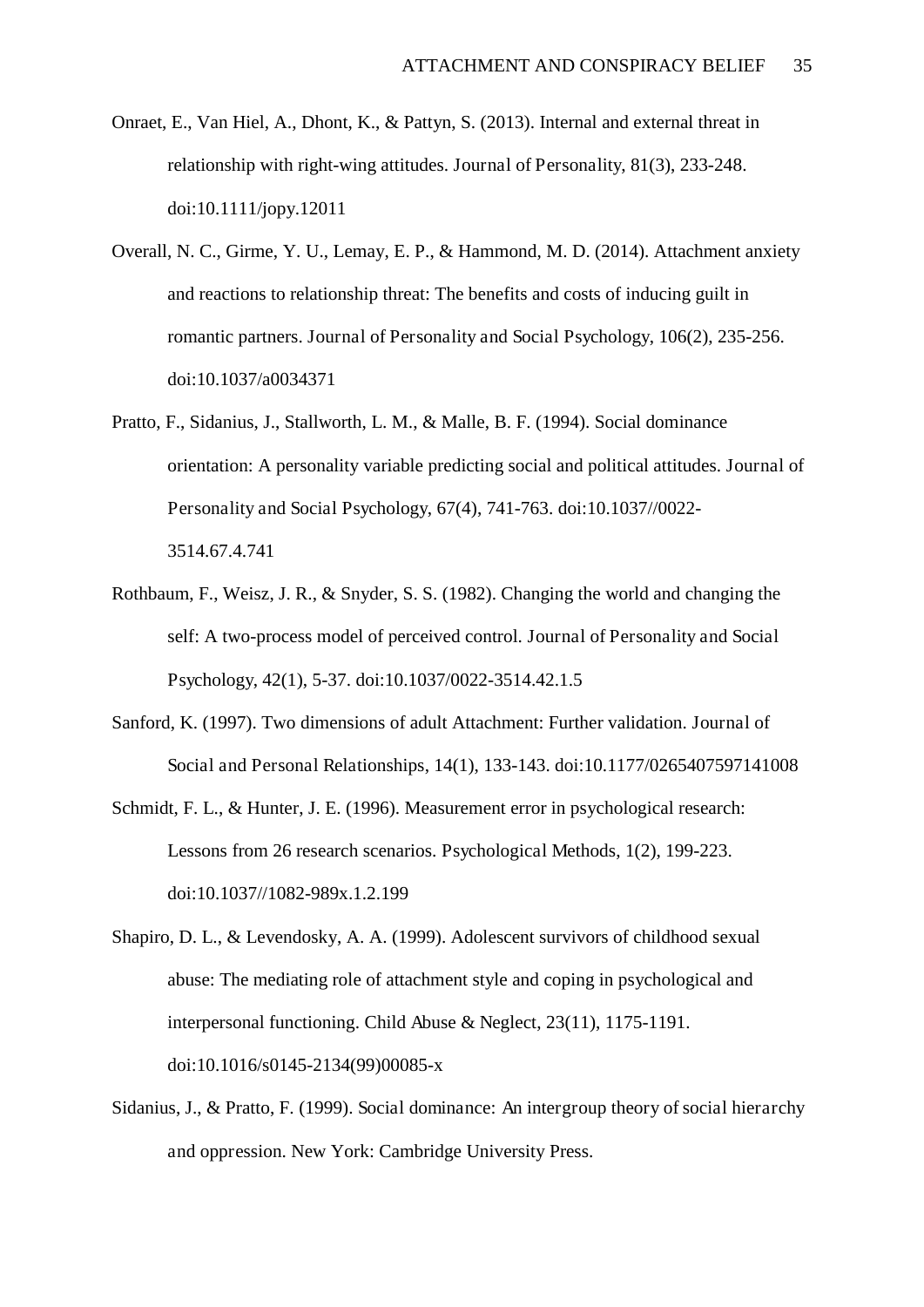Onraet, E., Van Hiel, A., Dhont, K., & Pattyn, S. (2013). Internal and external threat in relationship with right-wing attitudes. Journal of Personality, 81(3), 233-248. doi:10.1111/jopy.12011

Overall, N. C., Girme, Y. U., Lemay, E. P., & Hammond, M. D. (2014). Attachment anxiety and reactions to relationship threat: The benefits and costs of inducing guilt in romantic partners. Journal of Personality and Social Psychology, 106(2), 235-256. doi:10.1037/a0034371

Pratto, F., Sidanius, J., Stallworth, L. M., & Malle, B. F. (1994). Social dominance orientation: A personality variable predicting social and political attitudes. Journal of Personality and Social Psychology, 67(4), 741-763. doi:10.1037//0022-3514.67.4.741

Rothbaum, F., Weisz, J. R., & Snyder, S. S. (1982). Changing the world and changing the self: A two-process model of perceived control. Journal of Personality and Social Psychology, 42(1), 5-37. doi:10.1037/0022-3514.42.1.5

Sanford, K. (1997). Two dimensions of adult Attachment: Further validation. Journal of Social and Personal Relationships, 14(1), 133-143. doi:10.1177/0265407597141008

Schmidt, F. L., & Hunter, J. E. (1996). Measurement error in psychological research: Lessons from 26 research scenarios. Psychological Methods, 1(2), 199-223. doi:10.1037//1082-989x.1.2.199

Shapiro, D. L., & Levendosky, A. A. (1999). Adolescent survivors of childhood sexual abuse: The mediating role of attachment style and coping in psychological and interpersonal functioning. Child Abuse & Neglect, 23(11), 1175-1191. doi:10.1016/s0145-2134(99)00085-x

Sidanius, J., & Pratto, F. (1999). Social dominance: An intergroup theory of social hierarchy and oppression. New York: Cambridge University Press.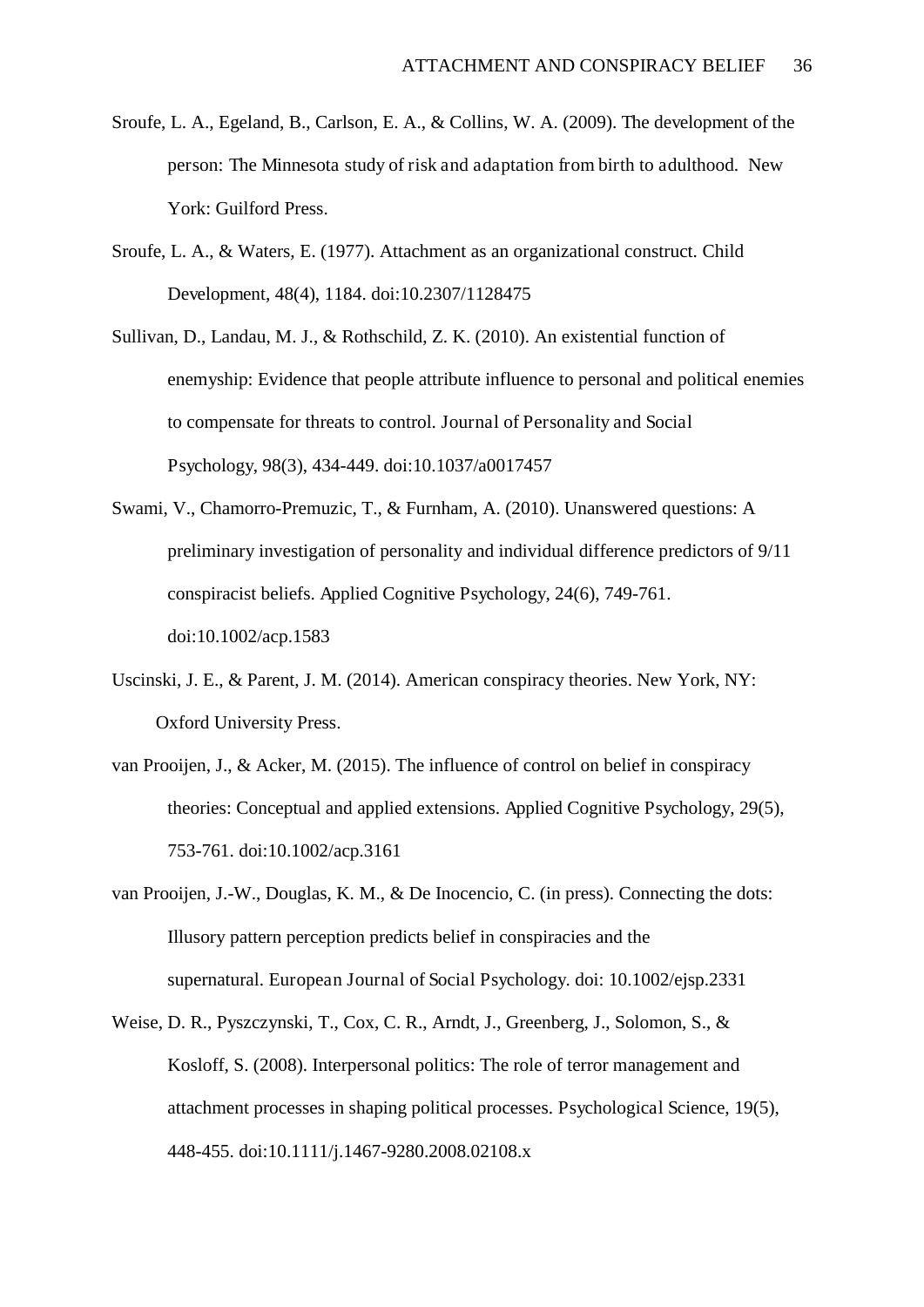Sroufe, L. A., Egeland, B., Carlson, E. A., & Collins, W. A. (2009). The development of the person: The Minnesota study of risk and adaptation from birth to adulthood. New York: Guilford Press.

Sroufe, L. A., & Waters, E. (1977). Attachment as an organizational construct. Child Development, 48(4), 1184. doi:10.2307/1128475

Sullivan, D., Landau, M. J., & Rothschild, Z. K. (2010). An existential function of enemyship: Evidence that people attribute influence to personal and political enemies to compensate for threats to control. Journal of Personality and Social Psychology, 98(3), 434-449. doi:10.1037/a0017457

Swami, V., Chamorro-Premuzic, T., & Furnham, A. (2010). Unanswered questions: A preliminary investigation of personality and individual difference predictors of 9/11 conspiracist beliefs. Applied Cognitive Psychology, 24(6), 749-761. doi:10.1002/acp.1583

Uscinski, J. E., & Parent, J. M. (2014). American conspiracy theories. New York, NY: Oxford University Press.

van Prooijen, J., & Acker, M. (2015). The influence of control on belief in conspiracy theories: Conceptual and applied extensions. Applied Cognitive Psychology, 29(5), 753-761. doi:10.1002/acp.3161

van Prooijen, J.-W., Douglas, K. M., & De Inocencio, C. (in press). Connecting the dots: Illusory pattern perception predicts belief in conspiracies and the supernatural. European Journal of Social Psychology. doi: 10.1002/ejsp.2331

Weise, D. R., Pyszczynski, T., Cox, C. R., Arndt, J., Greenberg, J., Solomon, S., & Kosloff, S. (2008). Interpersonal politics: The role of terror management and attachment processes in shaping political processes. Psychological Science, 19(5), 448-455. doi:10.1111/j.1467-9280.2008.02108.x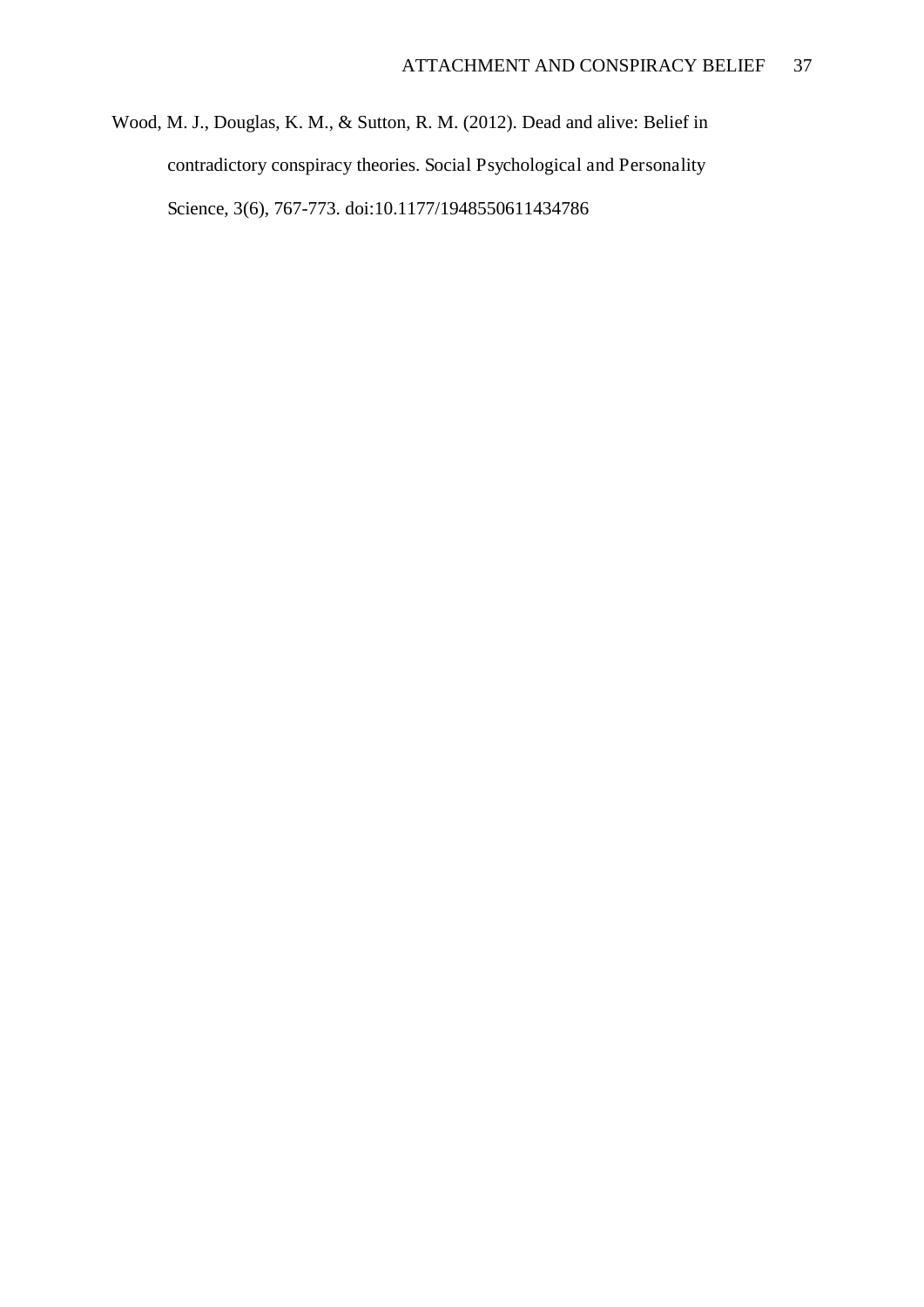Wood, M. J., Douglas, K. M., & Sutton, R. M. (2012). Dead and alive: Belief in contradictory conspiracy theories. Social Psychological and Personality Science, 3(6), 767-773. doi:10.1177/1948550611434786